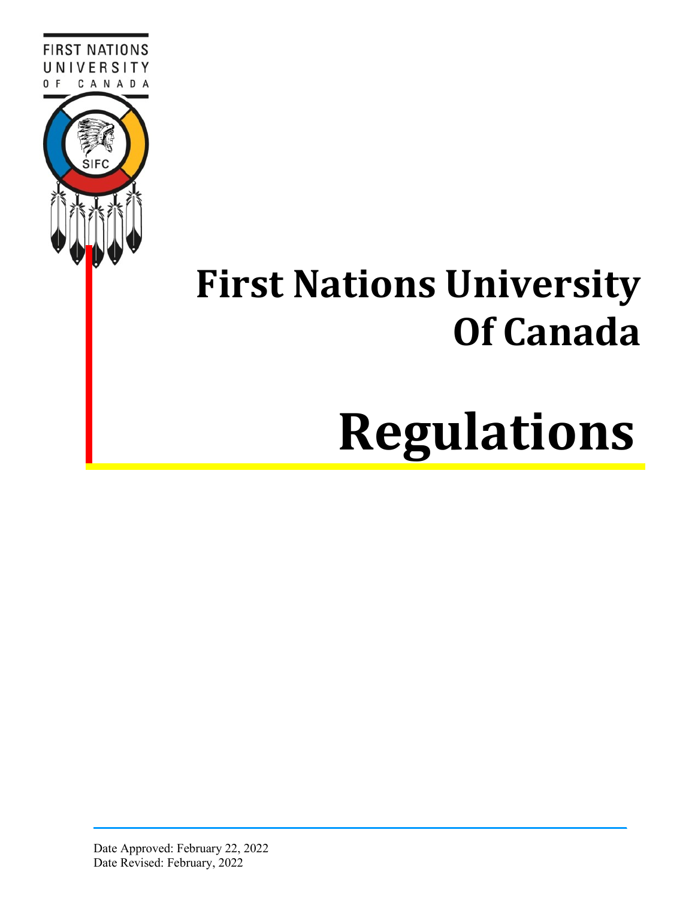FIRST NATIONS UNIVERSITY OF CANADA

SIFC

# First Nations University Of Canada

# Regulations

Date Approved: February 22, 2022
Date Revised: February, 2022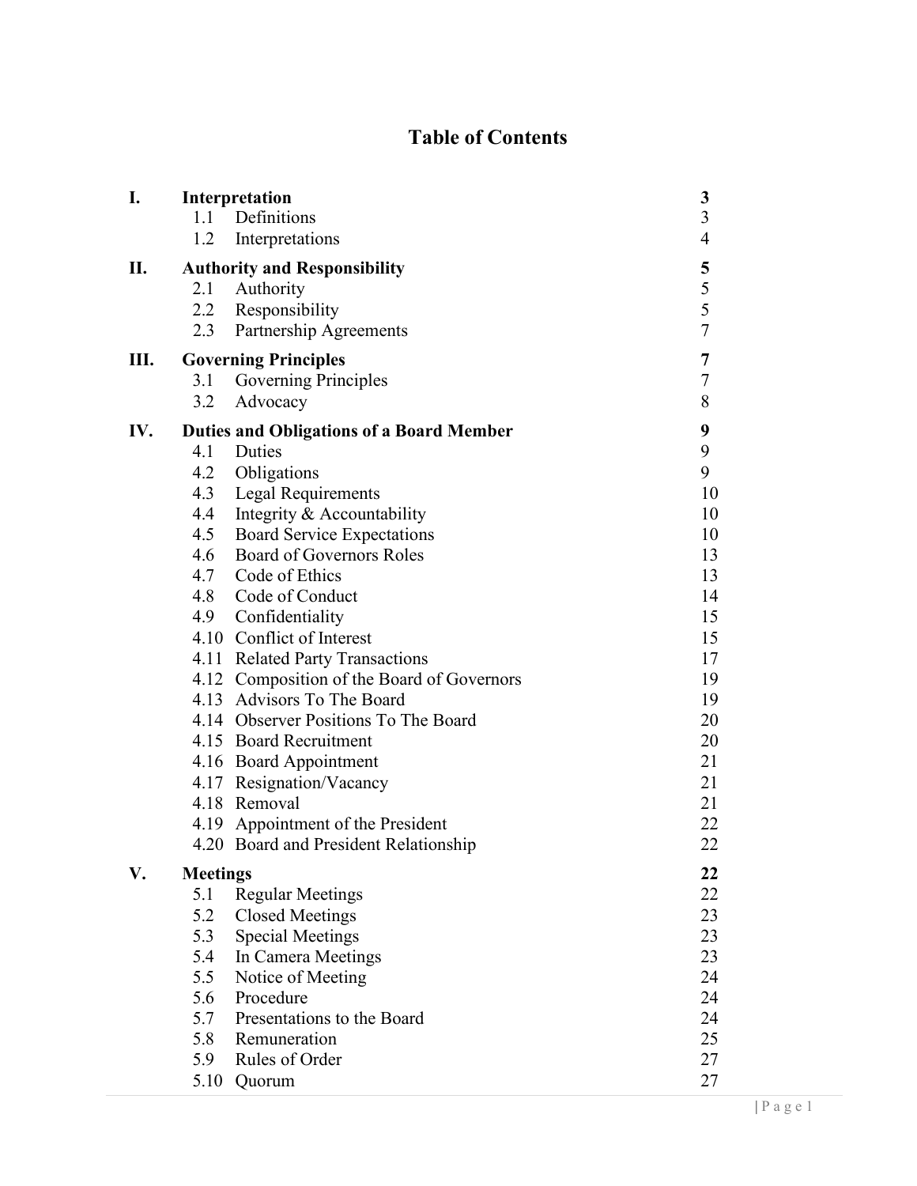# Table of Contents

| | | |
|---|---|---|
| **I.** | **Interpretation** | **3** |
| | 1.1 Definitions | 3 |
| | 1.2 Interpretations | 4 |
| **II.** | **Authority and Responsibility** | **5** |
| | 2.1 Authority | 5 |
| | 2.2 Responsibility | 5 |
| | 2.3 Partnership Agreements | 7 |
| **III.** | **Governing Principles** | **7** |
| | 3.1 Governing Principles | 7 |
| | 3.2 Advocacy | 8 |
| **IV.** | **Duties and Obligations of a Board Member** | **9** |
| | 4.1 Duties | 9 |
| | 4.2 Obligations | 9 |
| | 4.3 Legal Requirements | 10 |
| | 4.4 Integrity & Accountability | 10 |
| | 4.5 Board Service Expectations | 10 |
| | 4.6 Board of Governors Roles | 13 |
| | 4.7 Code of Ethics | 13 |
| | 4.8 Code of Conduct | 14 |
| | 4.9 Confidentiality | 15 |
| | 4.10 Conflict of Interest | 15 |
| | 4.11 Related Party Transactions | 17 |
| | 4.12 Composition of the Board of Governors | 19 |
| | 4.13 Advisors To The Board | 19 |
| | 4.14 Observer Positions To The Board | 20 |
| | 4.15 Board Recruitment | 20 |
| | 4.16 Board Appointment | 21 |
| | 4.17 Resignation/Vacancy | 21 |
| | 4.18 Removal | 21 |
| | 4.19 Appointment of the President | 22 |
| | 4.20 Board and President Relationship | 22 |
| **V.** | **Meetings** | **22** |
| | 5.1 Regular Meetings | 22 |
| | 5.2 Closed Meetings | 23 |
| | 5.3 Special Meetings | 23 |
| | 5.4 In Camera Meetings | 23 |
| | 5.5 Notice of Meeting | 24 |
| | 5.6 Procedure | 24 |
| | 5.7 Presentations to the Board | 24 |
| | 5.8 Remuneration | 25 |
| | 5.9 Rules of Order | 27 |
| | 5.10 Quorum | 27 |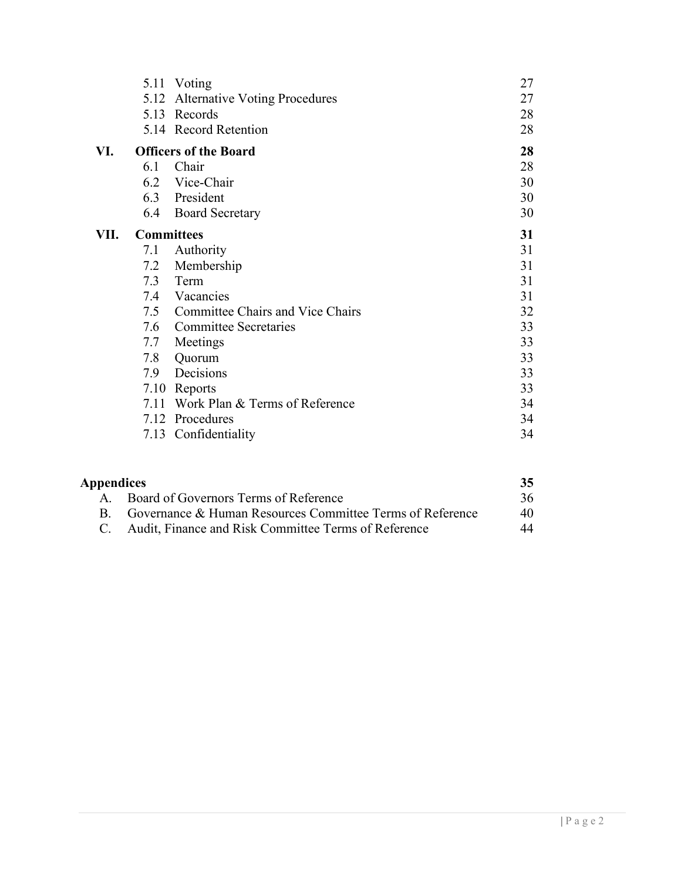| | | |
|---|---|---|
| | 5.11 Voting | 27 |
| | 5.12 Alternative Voting Procedures | 27 |
| | 5.13 Records | 28 |
| | 5.14 Record Retention | 28 |
| **VI.** | **Officers of the Board** | **28** |
| | 6.1 Chair | 28 |
| | 6.2 Vice-Chair | 30 |
| | 6.3 President | 30 |
| | 6.4 Board Secretary | 30 |
| **VII.** | **Committees** | **31** |
| | 7.1 Authority | 31 |
| | 7.2 Membership | 31 |
| | 7.3 Term | 31 |
| | 7.4 Vacancies | 31 |
| | 7.5 Committee Chairs and Vice Chairs | 32 |
| | 7.6 Committee Secretaries | 33 |
| | 7.7 Meetings | 33 |
| | 7.8 Quorum | 33 |
| | 7.9 Decisions | 33 |
| | 7.10 Reports | 33 |
| | 7.11 Work Plan & Terms of Reference | 34 |
| | 7.12 Procedures | 34 |
| | 7.13 Confidentiality | 34 |

| | |
|---|---|
| **Appendices** | **35** |
| A. Board of Governors Terms of Reference | 36 |
| B. Governance & Human Resources Committee Terms of Reference | 40 |
| C. Audit, Finance and Risk Committee Terms of Reference | 44 |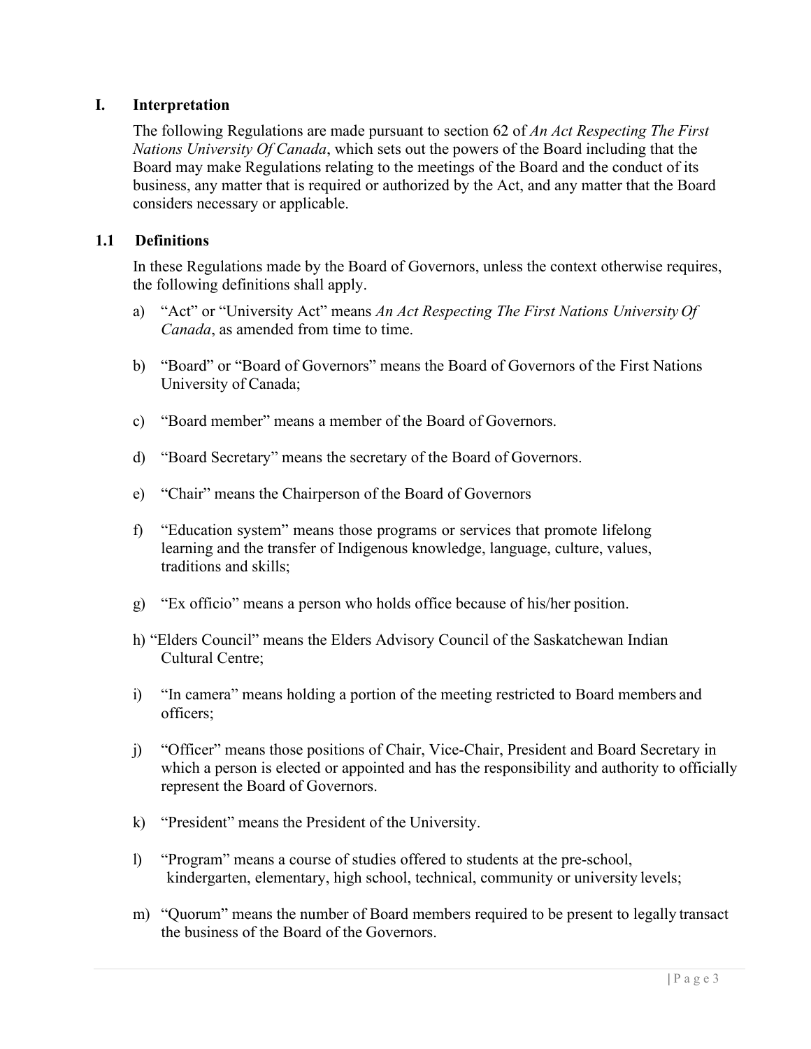## I. Interpretation

The following Regulations are made pursuant to section 62 of *An Act Respecting The First Nations University Of Canada*, which sets out the powers of the Board including that the Board may make Regulations relating to the meetings of the Board and the conduct of its business, any matter that is required or authorized by the Act, and any matter that the Board considers necessary or applicable.

### 1.1 Definitions

In these Regulations made by the Board of Governors, unless the context otherwise requires, the following definitions shall apply.

a) "Act" or "University Act" means *An Act Respecting The First Nations University Of Canada*, as amended from time to time.

b) "Board" or "Board of Governors" means the Board of Governors of the First Nations University of Canada;

c) "Board member" means a member of the Board of Governors.

d) "Board Secretary" means the secretary of the Board of Governors.

e) "Chair" means the Chairperson of the Board of Governors

f) "Education system" means those programs or services that promote lifelong learning and the transfer of Indigenous knowledge, language, culture, values, traditions and skills;

g) "Ex officio" means a person who holds office because of his/her position.

h) "Elders Council" means the Elders Advisory Council of the Saskatchewan Indian Cultural Centre;

i) "In camera" means holding a portion of the meeting restricted to Board members and officers;

j) "Officer" means those positions of Chair, Vice-Chair, President and Board Secretary in which a person is elected or appointed and has the responsibility and authority to officially represent the Board of Governors.

k) "President" means the President of the University.

l) "Program" means a course of studies offered to students at the pre-school, kindergarten, elementary, high school, technical, community or university levels;

m) "Quorum" means the number of Board members required to be present to legally transact the business of the Board of the Governors.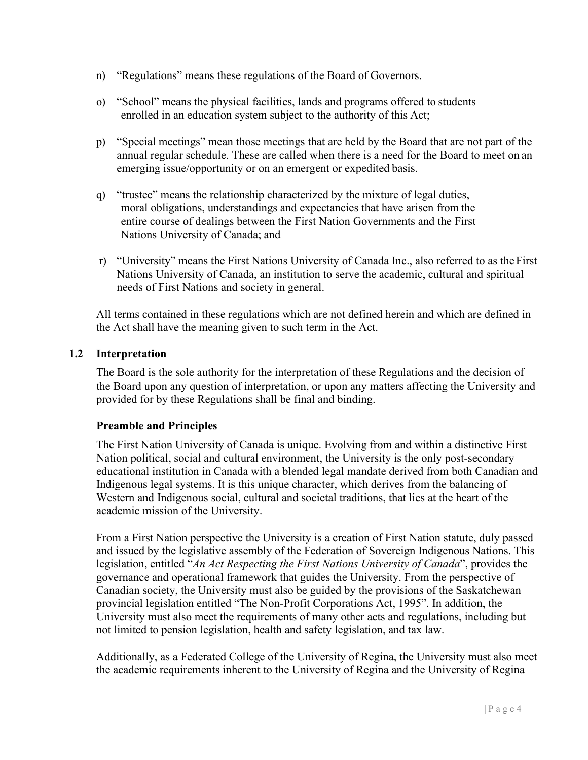n) "Regulations" means these regulations of the Board of Governors.

o) "School" means the physical facilities, lands and programs offered to students enrolled in an education system subject to the authority of this Act;

p) "Special meetings" mean those meetings that are held by the Board that are not part of the annual regular schedule. These are called when there is a need for the Board to meet on an emerging issue/opportunity or on an emergent or expedited basis.

q) "trustee" means the relationship characterized by the mixture of legal duties, moral obligations, understandings and expectancies that have arisen from the entire course of dealings between the First Nation Governments and the First Nations University of Canada; and

r) "University" means the First Nations University of Canada Inc., also referred to as the First Nations University of Canada, an institution to serve the academic, cultural and spiritual needs of First Nations and society in general.

All terms contained in these regulations which are not defined herein and which are defined in the Act shall have the meaning given to such term in the Act.

### 1.2 Interpretation

The Board is the sole authority for the interpretation of these Regulations and the decision of the Board upon any question of interpretation, or upon any matters affecting the University and provided for by these Regulations shall be final and binding.

#### Preamble and Principles

The First Nation University of Canada is unique. Evolving from and within a distinctive First Nation political, social and cultural environment, the University is the only post-secondary educational institution in Canada with a blended legal mandate derived from both Canadian and Indigenous legal systems. It is this unique character, which derives from the balancing of Western and Indigenous social, cultural and societal traditions, that lies at the heart of the academic mission of the University.

From a First Nation perspective the University is a creation of First Nation statute, duly passed and issued by the legislative assembly of the Federation of Sovereign Indigenous Nations. This legislation, entitled "*An Act Respecting the First Nations University of Canada*", provides the governance and operational framework that guides the University. From the perspective of Canadian society, the University must also be guided by the provisions of the Saskatchewan provincial legislation entitled "The Non-Profit Corporations Act, 1995". In addition, the University must also meet the requirements of many other acts and regulations, including but not limited to pension legislation, health and safety legislation, and tax law.

Additionally, as a Federated College of the University of Regina, the University must also meet the academic requirements inherent to the University of Regina and the University of Regina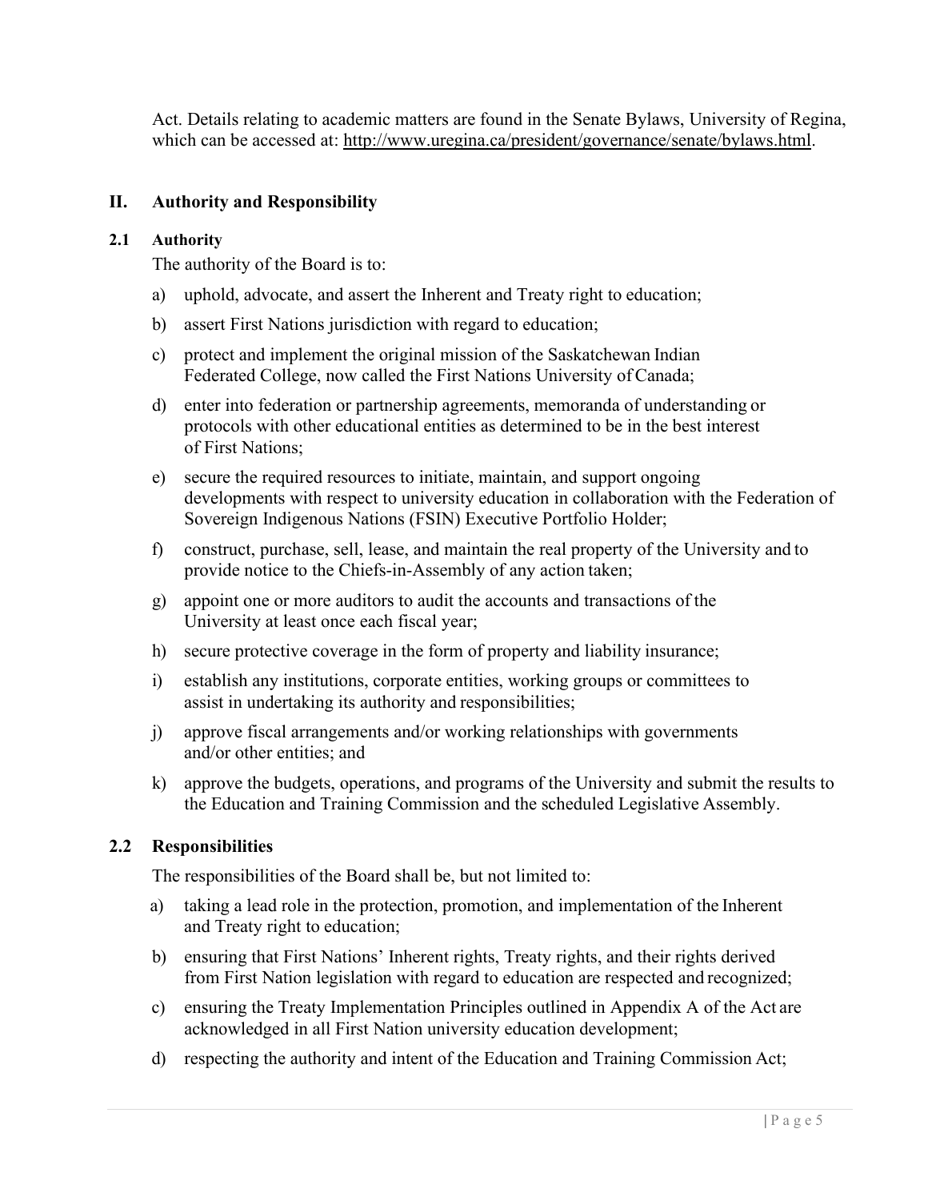Act. Details relating to academic matters are found in the Senate Bylaws, University of Regina, which can be accessed at: http://www.uregina.ca/president/governance/senate/bylaws.html.

## II. Authority and Responsibility

### 2.1 Authority

The authority of the Board is to:

a) uphold, advocate, and assert the Inherent and Treaty right to education;

b) assert First Nations jurisdiction with regard to education;

c) protect and implement the original mission of the Saskatchewan Indian Federated College, now called the First Nations University of Canada;

d) enter into federation or partnership agreements, memoranda of understanding or protocols with other educational entities as determined to be in the best interest of First Nations;

e) secure the required resources to initiate, maintain, and support ongoing developments with respect to university education in collaboration with the Federation of Sovereign Indigenous Nations (FSIN) Executive Portfolio Holder;

f) construct, purchase, sell, lease, and maintain the real property of the University and to provide notice to the Chiefs-in-Assembly of any action taken;

g) appoint one or more auditors to audit the accounts and transactions of the University at least once each fiscal year;

h) secure protective coverage in the form of property and liability insurance;

i) establish any institutions, corporate entities, working groups or committees to assist in undertaking its authority and responsibilities;

j) approve fiscal arrangements and/or working relationships with governments and/or other entities; and

k) approve the budgets, operations, and programs of the University and submit the results to the Education and Training Commission and the scheduled Legislative Assembly.

### 2.2 Responsibilities

The responsibilities of the Board shall be, but not limited to:

a) taking a lead role in the protection, promotion, and implementation of the Inherent and Treaty right to education;

b) ensuring that First Nations' Inherent rights, Treaty rights, and their rights derived from First Nation legislation with regard to education are respected and recognized;

c) ensuring the Treaty Implementation Principles outlined in Appendix A of the Act are acknowledged in all First Nation university education development;

d) respecting the authority and intent of the Education and Training Commission Act;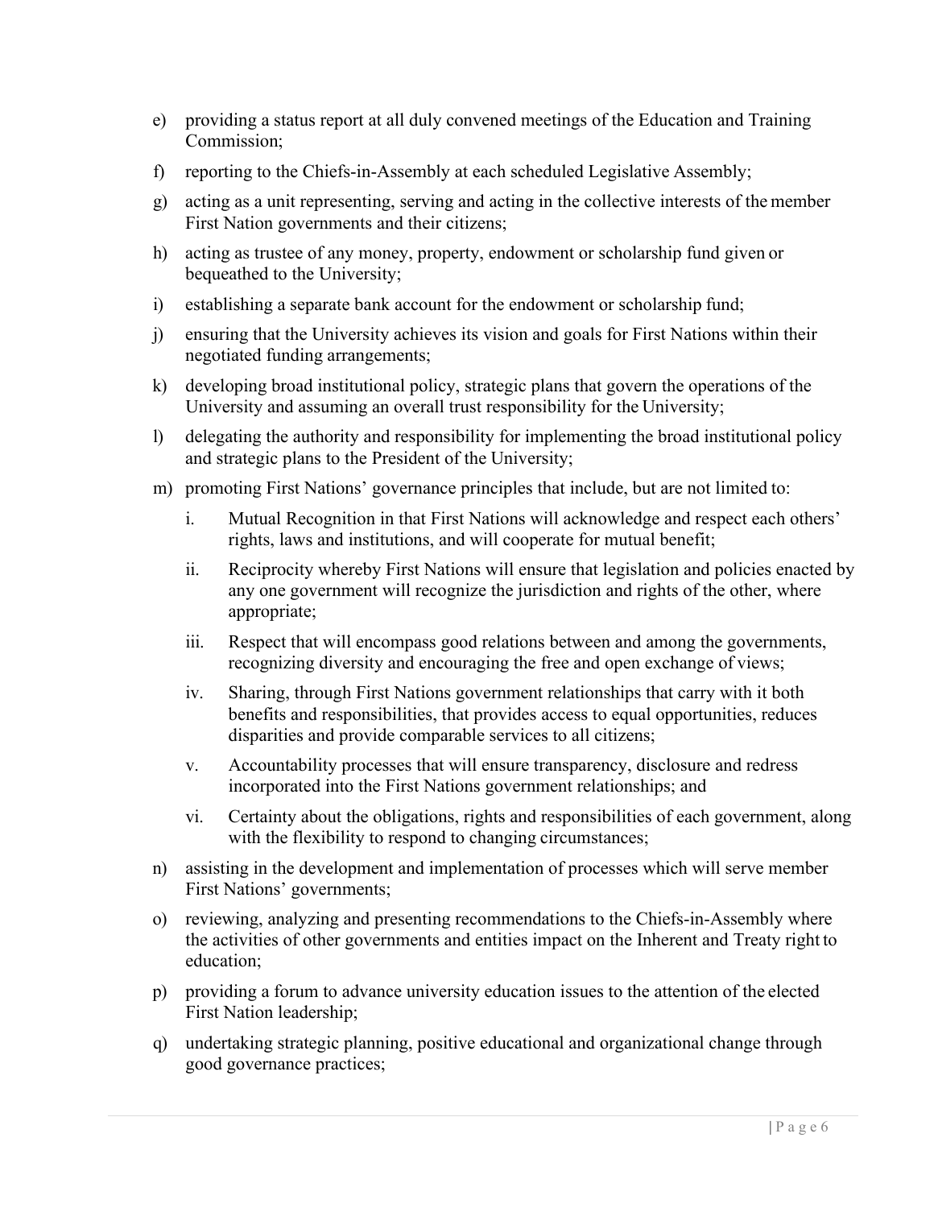e) providing a status report at all duly convened meetings of the Education and Training Commission;

f) reporting to the Chiefs-in-Assembly at each scheduled Legislative Assembly;

g) acting as a unit representing, serving and acting in the collective interests of the member First Nation governments and their citizens;

h) acting as trustee of any money, property, endowment or scholarship fund given or bequeathed to the University;

i) establishing a separate bank account for the endowment or scholarship fund;

j) ensuring that the University achieves its vision and goals for First Nations within their negotiated funding arrangements;

k) developing broad institutional policy, strategic plans that govern the operations of the University and assuming an overall trust responsibility for the University;

l) delegating the authority and responsibility for implementing the broad institutional policy and strategic plans to the President of the University;

m) promoting First Nations' governance principles that include, but are not limited to:

   i. Mutual Recognition in that First Nations will acknowledge and respect each others' rights, laws and institutions, and will cooperate for mutual benefit;

   ii. Reciprocity whereby First Nations will ensure that legislation and policies enacted by any one government will recognize the jurisdiction and rights of the other, where appropriate;

   iii. Respect that will encompass good relations between and among the governments, recognizing diversity and encouraging the free and open exchange of views;

   iv. Sharing, through First Nations government relationships that carry with it both benefits and responsibilities, that provides access to equal opportunities, reduces disparities and provide comparable services to all citizens;

   v. Accountability processes that will ensure transparency, disclosure and redress incorporated into the First Nations government relationships; and

   vi. Certainty about the obligations, rights and responsibilities of each government, along with the flexibility to respond to changing circumstances;

n) assisting in the development and implementation of processes which will serve member First Nations' governments;

o) reviewing, analyzing and presenting recommendations to the Chiefs-in-Assembly where the activities of other governments and entities impact on the Inherent and Treaty right to education;

p) providing a forum to advance university education issues to the attention of the elected First Nation leadership;

q) undertaking strategic planning, positive educational and organizational change through good governance practices;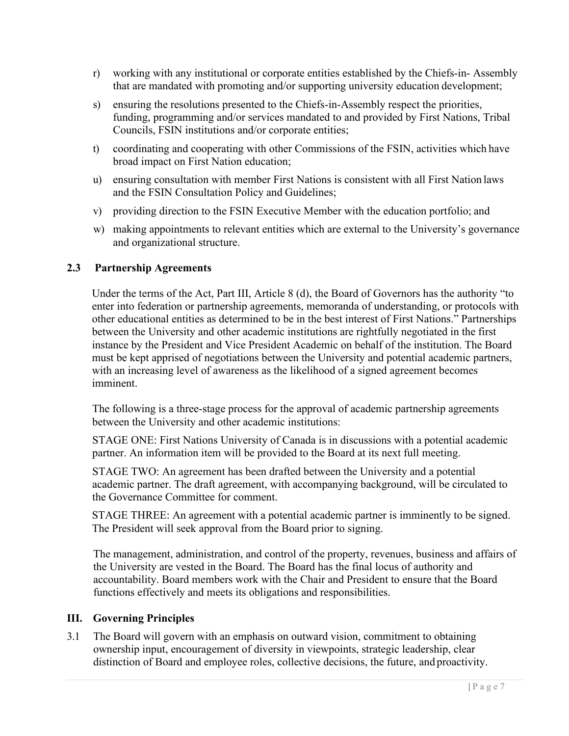r) working with any institutional or corporate entities established by the Chiefs-in- Assembly that are mandated with promoting and/or supporting university education development;

s) ensuring the resolutions presented to the Chiefs-in-Assembly respect the priorities, funding, programming and/or services mandated to and provided by First Nations, Tribal Councils, FSIN institutions and/or corporate entities;

t) coordinating and cooperating with other Commissions of the FSIN, activities which have broad impact on First Nation education;

u) ensuring consultation with member First Nations is consistent with all First Nation laws and the FSIN Consultation Policy and Guidelines;

v) providing direction to the FSIN Executive Member with the education portfolio; and

w) making appointments to relevant entities which are external to the University's governance and organizational structure.

### 2.3 Partnership Agreements

Under the terms of the Act, Part III, Article 8 (d), the Board of Governors has the authority "to enter into federation or partnership agreements, memoranda of understanding, or protocols with other educational entities as determined to be in the best interest of First Nations." Partnerships between the University and other academic institutions are rightfully negotiated in the first instance by the President and Vice President Academic on behalf of the institution. The Board must be kept apprised of negotiations between the University and potential academic partners, with an increasing level of awareness as the likelihood of a signed agreement becomes imminent.

The following is a three-stage process for the approval of academic partnership agreements between the University and other academic institutions:

STAGE ONE: First Nations University of Canada is in discussions with a potential academic partner. An information item will be provided to the Board at its next full meeting.

STAGE TWO: An agreement has been drafted between the University and a potential academic partner. The draft agreement, with accompanying background, will be circulated to the Governance Committee for comment.

STAGE THREE: An agreement with a potential academic partner is imminently to be signed. The President will seek approval from the Board prior to signing.

The management, administration, and control of the property, revenues, business and affairs of the University are vested in the Board. The Board has the final locus of authority and accountability. Board members work with the Chair and President to ensure that the Board functions effectively and meets its obligations and responsibilities.

## III. Governing Principles

3.1 The Board will govern with an emphasis on outward vision, commitment to obtaining ownership input, encouragement of diversity in viewpoints, strategic leadership, clear distinction of Board and employee roles, collective decisions, the future, and proactivity.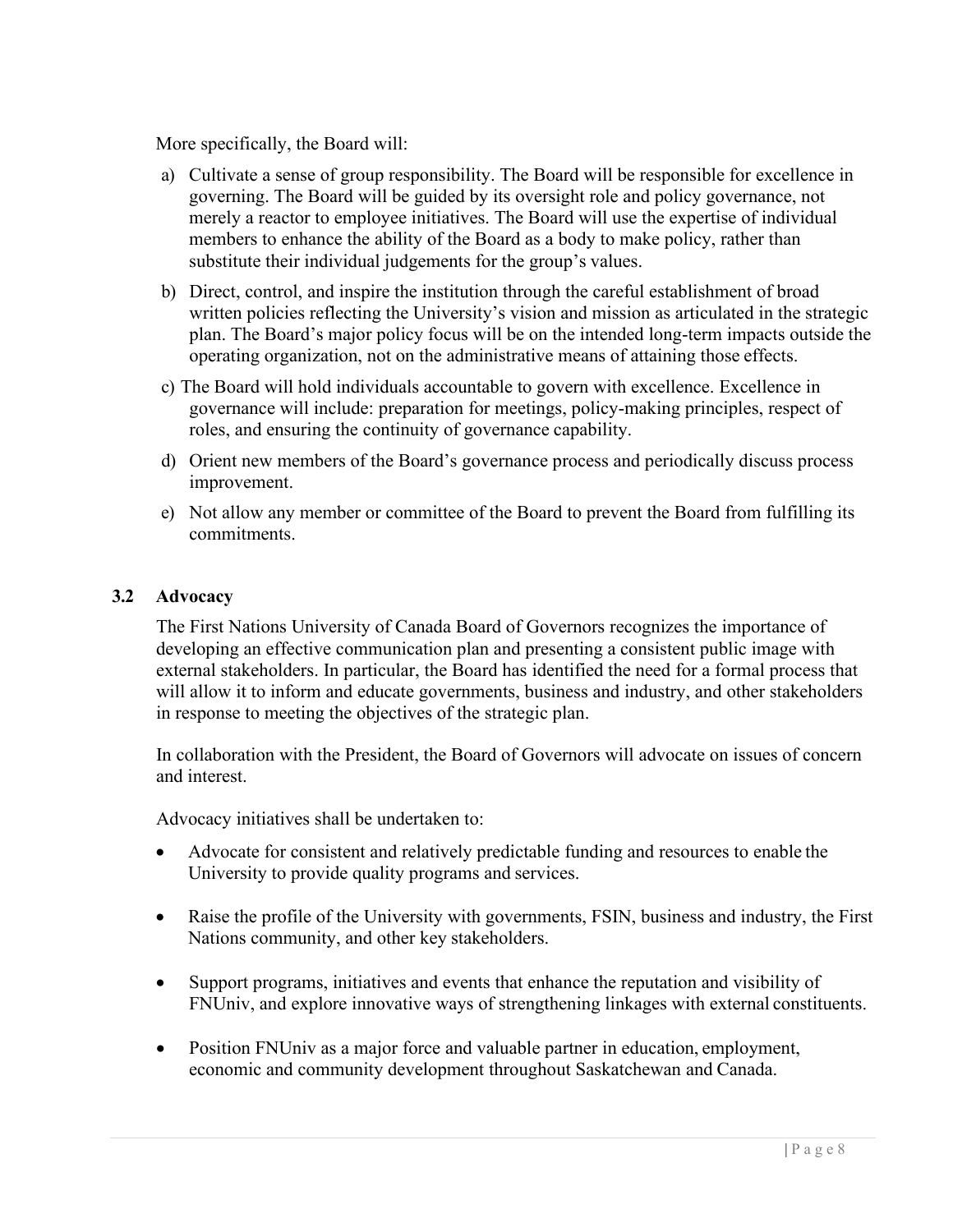More specifically, the Board will:

a) Cultivate a sense of group responsibility. The Board will be responsible for excellence in governing. The Board will be guided by its oversight role and policy governance, not merely a reactor to employee initiatives. The Board will use the expertise of individual members to enhance the ability of the Board as a body to make policy, rather than substitute their individual judgements for the group's values.

b) Direct, control, and inspire the institution through the careful establishment of broad written policies reflecting the University's vision and mission as articulated in the strategic plan. The Board's major policy focus will be on the intended long-term impacts outside the operating organization, not on the administrative means of attaining those effects.

c) The Board will hold individuals accountable to govern with excellence. Excellence in governance will include: preparation for meetings, policy-making principles, respect of roles, and ensuring the continuity of governance capability.

d) Orient new members of the Board's governance process and periodically discuss process improvement.

e) Not allow any member or committee of the Board to prevent the Board from fulfilling its commitments.

### 3.2 Advocacy

The First Nations University of Canada Board of Governors recognizes the importance of developing an effective communication plan and presenting a consistent public image with external stakeholders. In particular, the Board has identified the need for a formal process that will allow it to inform and educate governments, business and industry, and other stakeholders in response to meeting the objectives of the strategic plan.

In collaboration with the President, the Board of Governors will advocate on issues of concern and interest.

Advocacy initiatives shall be undertaken to:

- Advocate for consistent and relatively predictable funding and resources to enable the University to provide quality programs and services.

- Raise the profile of the University with governments, FSIN, business and industry, the First Nations community, and other key stakeholders.

- Support programs, initiatives and events that enhance the reputation and visibility of FNUniv, and explore innovative ways of strengthening linkages with external constituents.

- Position FNUniv as a major force and valuable partner in education, employment, economic and community development throughout Saskatchewan and Canada.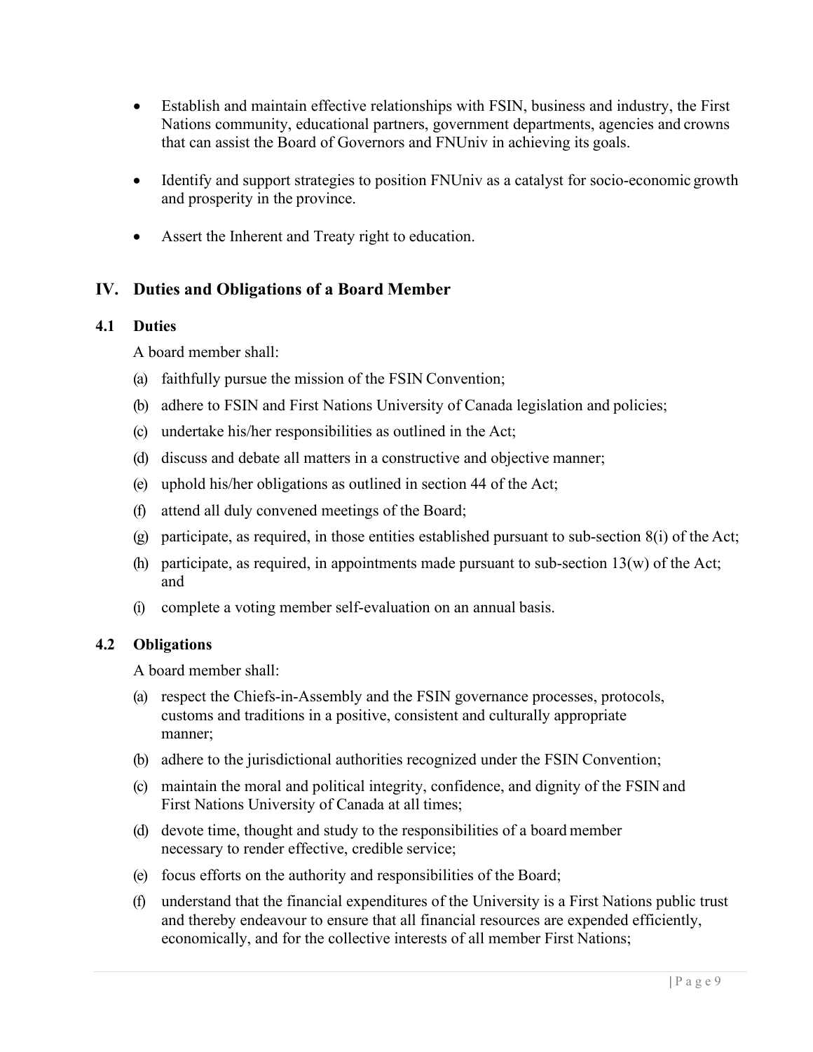- Establish and maintain effective relationships with FSIN, business and industry, the First Nations community, educational partners, government departments, agencies and crowns that can assist the Board of Governors and FNUniv in achieving its goals.

- Identify and support strategies to position FNUniv as a catalyst for socio-economic growth and prosperity in the province.

- Assert the Inherent and Treaty right to education.

## IV. Duties and Obligations of a Board Member

### 4.1 Duties

A board member shall:

(a) faithfully pursue the mission of the FSIN Convention;

(b) adhere to FSIN and First Nations University of Canada legislation and policies;

(c) undertake his/her responsibilities as outlined in the Act;

(d) discuss and debate all matters in a constructive and objective manner;

(e) uphold his/her obligations as outlined in section 44 of the Act;

(f) attend all duly convened meetings of the Board;

(g) participate, as required, in those entities established pursuant to sub-section 8(i) of the Act;

(h) participate, as required, in appointments made pursuant to sub-section 13(w) of the Act; and

(i) complete a voting member self-evaluation on an annual basis.

### 4.2 Obligations

A board member shall:

(a) respect the Chiefs-in-Assembly and the FSIN governance processes, protocols, customs and traditions in a positive, consistent and culturally appropriate manner;

(b) adhere to the jurisdictional authorities recognized under the FSIN Convention;

(c) maintain the moral and political integrity, confidence, and dignity of the FSIN and First Nations University of Canada at all times;

(d) devote time, thought and study to the responsibilities of a board member necessary to render effective, credible service;

(e) focus efforts on the authority and responsibilities of the Board;

(f) understand that the financial expenditures of the University is a First Nations public trust and thereby endeavour to ensure that all financial resources are expended efficiently, economically, and for the collective interests of all member First Nations;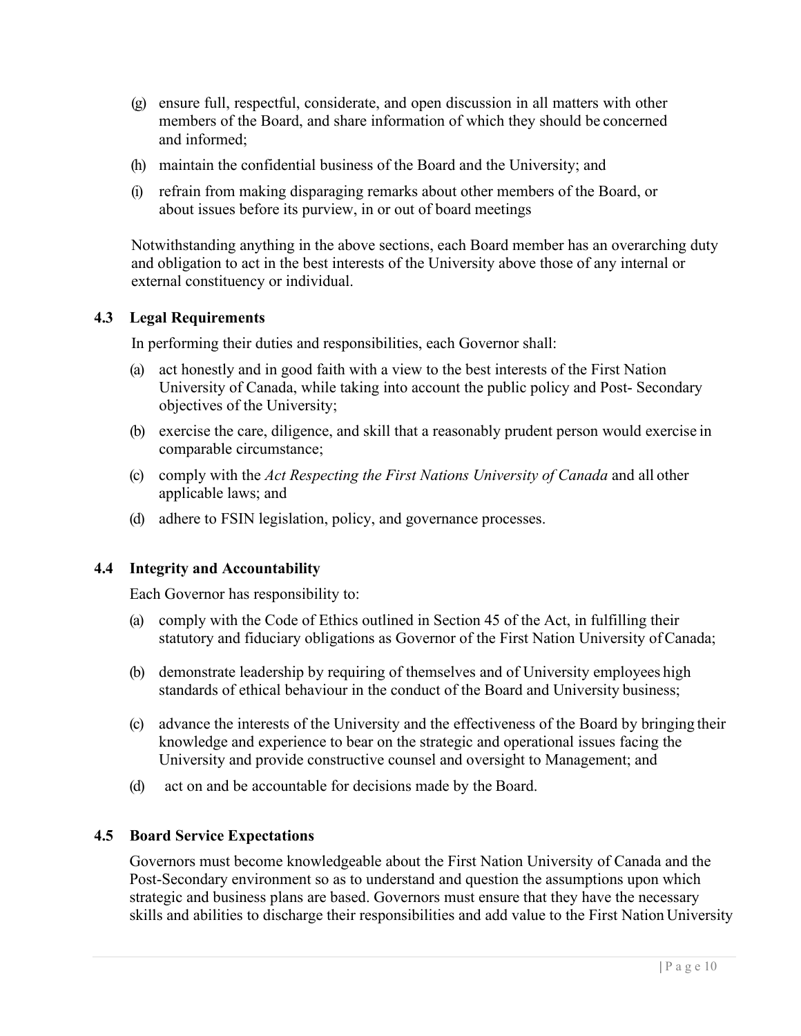(g) ensure full, respectful, considerate, and open discussion in all matters with other members of the Board, and share information of which they should be concerned and informed;

(h) maintain the confidential business of the Board and the University; and

(i) refrain from making disparaging remarks about other members of the Board, or about issues before its purview, in or out of board meetings

Notwithstanding anything in the above sections, each Board member has an overarching duty and obligation to act in the best interests of the University above those of any internal or external constituency or individual.

### 4.3 Legal Requirements

In performing their duties and responsibilities, each Governor shall:

(a) act honestly and in good faith with a view to the best interests of the First Nation University of Canada, while taking into account the public policy and Post- Secondary objectives of the University;

(b) exercise the care, diligence, and skill that a reasonably prudent person would exercise in comparable circumstance;

(c) comply with the *Act Respecting the First Nations University of Canada* and all other applicable laws; and

(d) adhere to FSIN legislation, policy, and governance processes.

### 4.4 Integrity and Accountability

Each Governor has responsibility to:

(a) comply with the Code of Ethics outlined in Section 45 of the Act, in fulfilling their statutory and fiduciary obligations as Governor of the First Nation University of Canada;

(b) demonstrate leadership by requiring of themselves and of University employees high standards of ethical behaviour in the conduct of the Board and University business;

(c) advance the interests of the University and the effectiveness of the Board by bringing their knowledge and experience to bear on the strategic and operational issues facing the University and provide constructive counsel and oversight to Management; and

(d) act on and be accountable for decisions made by the Board.

### 4.5 Board Service Expectations

Governors must become knowledgeable about the First Nation University of Canada and the Post-Secondary environment so as to understand and question the assumptions upon which strategic and business plans are based. Governors must ensure that they have the necessary skills and abilities to discharge their responsibilities and add value to the First Nation University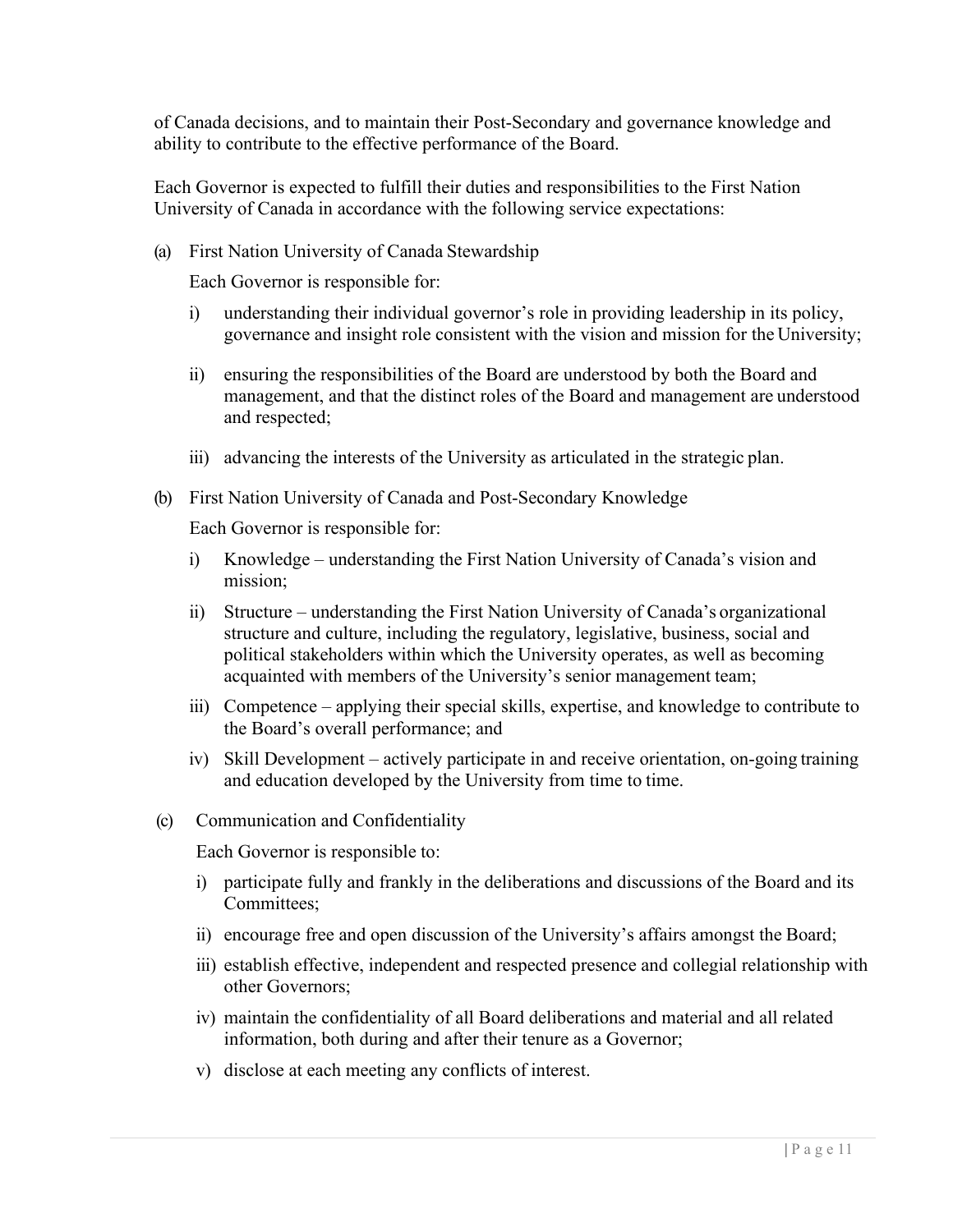of Canada decisions, and to maintain their Post-Secondary and governance knowledge and ability to contribute to the effective performance of the Board.

Each Governor is expected to fulfill their duties and responsibilities to the First Nation University of Canada in accordance with the following service expectations:

(a) First Nation University of Canada Stewardship

Each Governor is responsible for:

i) understanding their individual governor's role in providing leadership in its policy, governance and insight role consistent with the vision and mission for the University;

ii) ensuring the responsibilities of the Board are understood by both the Board and management, and that the distinct roles of the Board and management are understood and respected;

iii) advancing the interests of the University as articulated in the strategic plan.

(b) First Nation University of Canada and Post-Secondary Knowledge

Each Governor is responsible for:

i) Knowledge – understanding the First Nation University of Canada's vision and mission;

ii) Structure – understanding the First Nation University of Canada's organizational structure and culture, including the regulatory, legislative, business, social and political stakeholders within which the University operates, as well as becoming acquainted with members of the University's senior management team;

iii) Competence – applying their special skills, expertise, and knowledge to contribute to the Board's overall performance; and

iv) Skill Development – actively participate in and receive orientation, on-going training and education developed by the University from time to time.

(c) Communication and Confidentiality

Each Governor is responsible to:

i) participate fully and frankly in the deliberations and discussions of the Board and its Committees;

ii) encourage free and open discussion of the University's affairs amongst the Board;

iii) establish effective, independent and respected presence and collegial relationship with other Governors;

iv) maintain the confidentiality of all Board deliberations and material and all related information, both during and after their tenure as a Governor;

v) disclose at each meeting any conflicts of interest.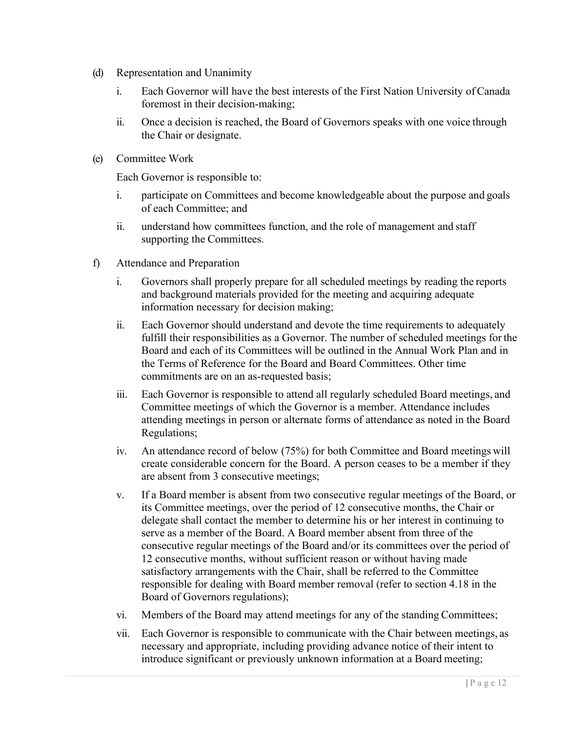(d) Representation and Unanimity

   i. Each Governor will have the best interests of the First Nation University of Canada foremost in their decision-making;

   ii. Once a decision is reached, the Board of Governors speaks with one voice through the Chair or designate.

(e) Committee Work

   Each Governor is responsible to:

   i. participate on Committees and become knowledgeable about the purpose and goals of each Committee; and

   ii. understand how committees function, and the role of management and staff supporting the Committees.

f) Attendance and Preparation

   i. Governors shall properly prepare for all scheduled meetings by reading the reports and background materials provided for the meeting and acquiring adequate information necessary for decision making;

   ii. Each Governor should understand and devote the time requirements to adequately fulfill their responsibilities as a Governor. The number of scheduled meetings for the Board and each of its Committees will be outlined in the Annual Work Plan and in the Terms of Reference for the Board and Board Committees. Other time commitments are on an as-requested basis;

   iii. Each Governor is responsible to attend all regularly scheduled Board meetings, and Committee meetings of which the Governor is a member. Attendance includes attending meetings in person or alternate forms of attendance as noted in the Board Regulations;

   iv. An attendance record of below (75%) for both Committee and Board meetings will create considerable concern for the Board. A person ceases to be a member if they are absent from 3 consecutive meetings;

   v. If a Board member is absent from two consecutive regular meetings of the Board, or its Committee meetings, over the period of 12 consecutive months, the Chair or delegate shall contact the member to determine his or her interest in continuing to serve as a member of the Board. A Board member absent from three of the consecutive regular meetings of the Board and/or its committees over the period of 12 consecutive months, without sufficient reason or without having made satisfactory arrangements with the Chair, shall be referred to the Committee responsible for dealing with Board member removal (refer to section 4.18 in the Board of Governors regulations);

   vi. Members of the Board may attend meetings for any of the standing Committees;

   vii. Each Governor is responsible to communicate with the Chair between meetings, as necessary and appropriate, including providing advance notice of their intent to introduce significant or previously unknown information at a Board meeting;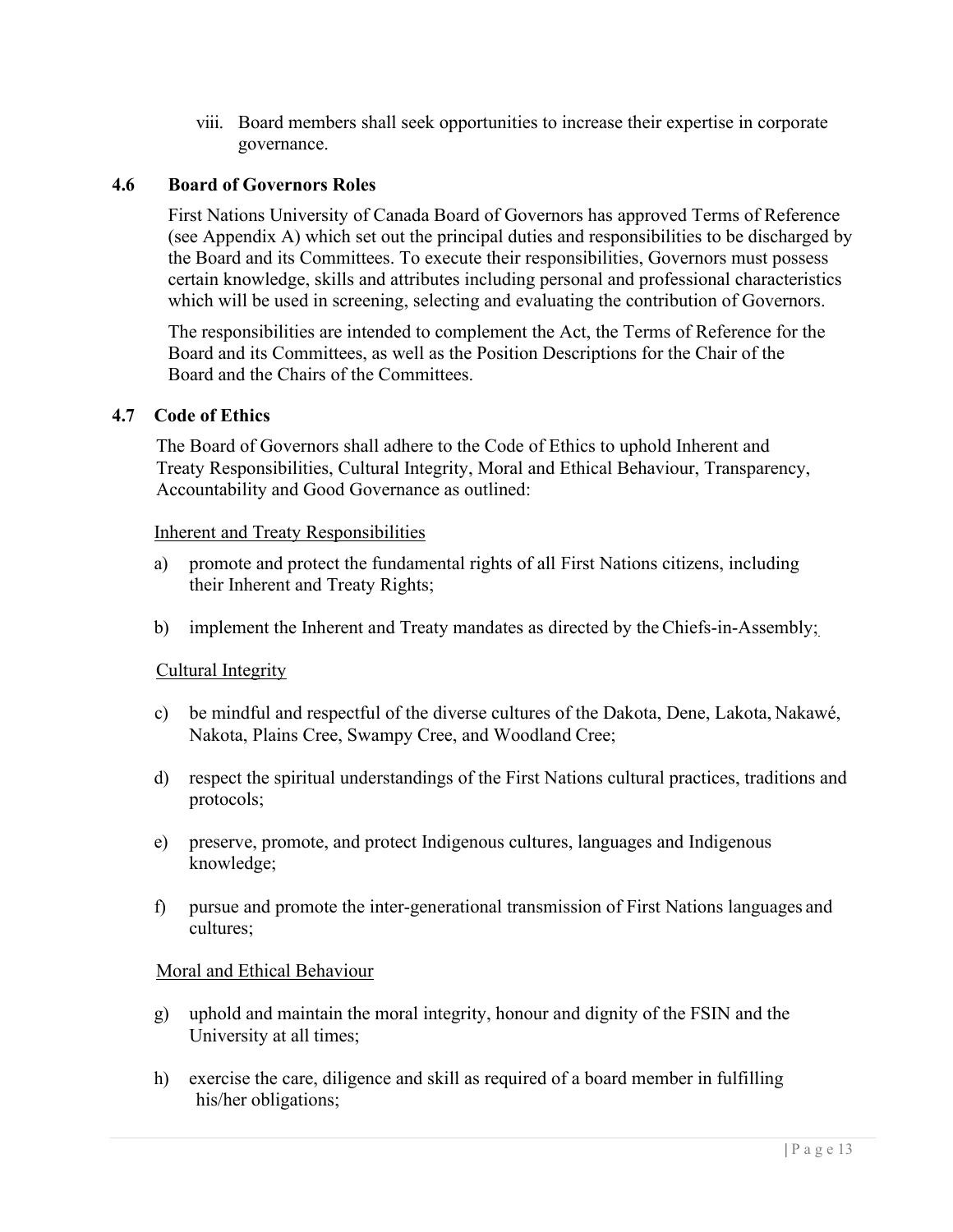viii. Board members shall seek opportunities to increase their expertise in corporate governance.

### 4.6 Board of Governors Roles

First Nations University of Canada Board of Governors has approved Terms of Reference (see Appendix A) which set out the principal duties and responsibilities to be discharged by the Board and its Committees. To execute their responsibilities, Governors must possess certain knowledge, skills and attributes including personal and professional characteristics which will be used in screening, selecting and evaluating the contribution of Governors.

The responsibilities are intended to complement the Act, the Terms of Reference for the Board and its Committees, as well as the Position Descriptions for the Chair of the Board and the Chairs of the Committees.

### 4.7 Code of Ethics

The Board of Governors shall adhere to the Code of Ethics to uphold Inherent and Treaty Responsibilities, Cultural Integrity, Moral and Ethical Behaviour, Transparency, Accountability and Good Governance as outlined:

<u>Inherent and Treaty Responsibilities</u>

a) promote and protect the fundamental rights of all First Nations citizens, including their Inherent and Treaty Rights;

b) implement the Inherent and Treaty mandates as directed by the Chiefs-in-Assembly;

<u>Cultural Integrity</u>

c) be mindful and respectful of the diverse cultures of the Dakota, Dene, Lakota, Nakawé, Nakota, Plains Cree, Swampy Cree, and Woodland Cree;

d) respect the spiritual understandings of the First Nations cultural practices, traditions and protocols;

e) preserve, promote, and protect Indigenous cultures, languages and Indigenous knowledge;

f) pursue and promote the inter-generational transmission of First Nations languages and cultures;

<u>Moral and Ethical Behaviour</u>

g) uphold and maintain the moral integrity, honour and dignity of the FSIN and the University at all times;

h) exercise the care, diligence and skill as required of a board member in fulfilling his/her obligations;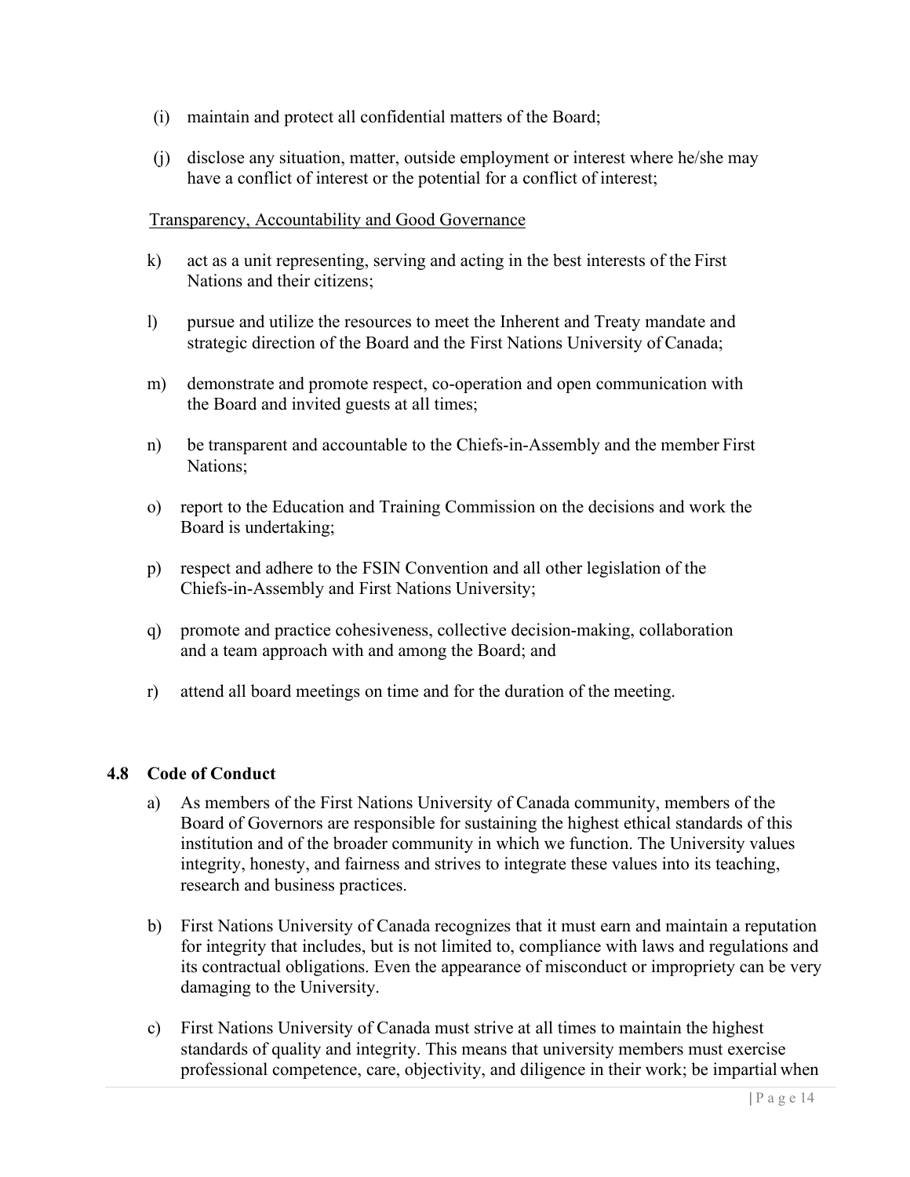(i) maintain and protect all confidential matters of the Board;

(j) disclose any situation, matter, outside employment or interest where he/she may have a conflict of interest or the potential for a conflict of interest;

<u>Transparency, Accountability and Good Governance</u>

k) act as a unit representing, serving and acting in the best interests of the First Nations and their citizens;

l) pursue and utilize the resources to meet the Inherent and Treaty mandate and strategic direction of the Board and the First Nations University of Canada;

m) demonstrate and promote respect, co-operation and open communication with the Board and invited guests at all times;

n) be transparent and accountable to the Chiefs-in-Assembly and the member First Nations;

o) report to the Education and Training Commission on the decisions and work the Board is undertaking;

p) respect and adhere to the FSIN Convention and all other legislation of the Chiefs-in-Assembly and First Nations University;

q) promote and practice cohesiveness, collective decision-making, collaboration and a team approach with and among the Board; and

r) attend all board meetings on time and for the duration of the meeting.

### 4.8 Code of Conduct

a) As members of the First Nations University of Canada community, members of the Board of Governors are responsible for sustaining the highest ethical standards of this institution and of the broader community in which we function. The University values integrity, honesty, and fairness and strives to integrate these values into its teaching, research and business practices.

b) First Nations University of Canada recognizes that it must earn and maintain a reputation for integrity that includes, but is not limited to, compliance with laws and regulations and its contractual obligations. Even the appearance of misconduct or impropriety can be very damaging to the University.

c) First Nations University of Canada must strive at all times to maintain the highest standards of quality and integrity. This means that university members must exercise professional competence, care, objectivity, and diligence in their work; be impartial when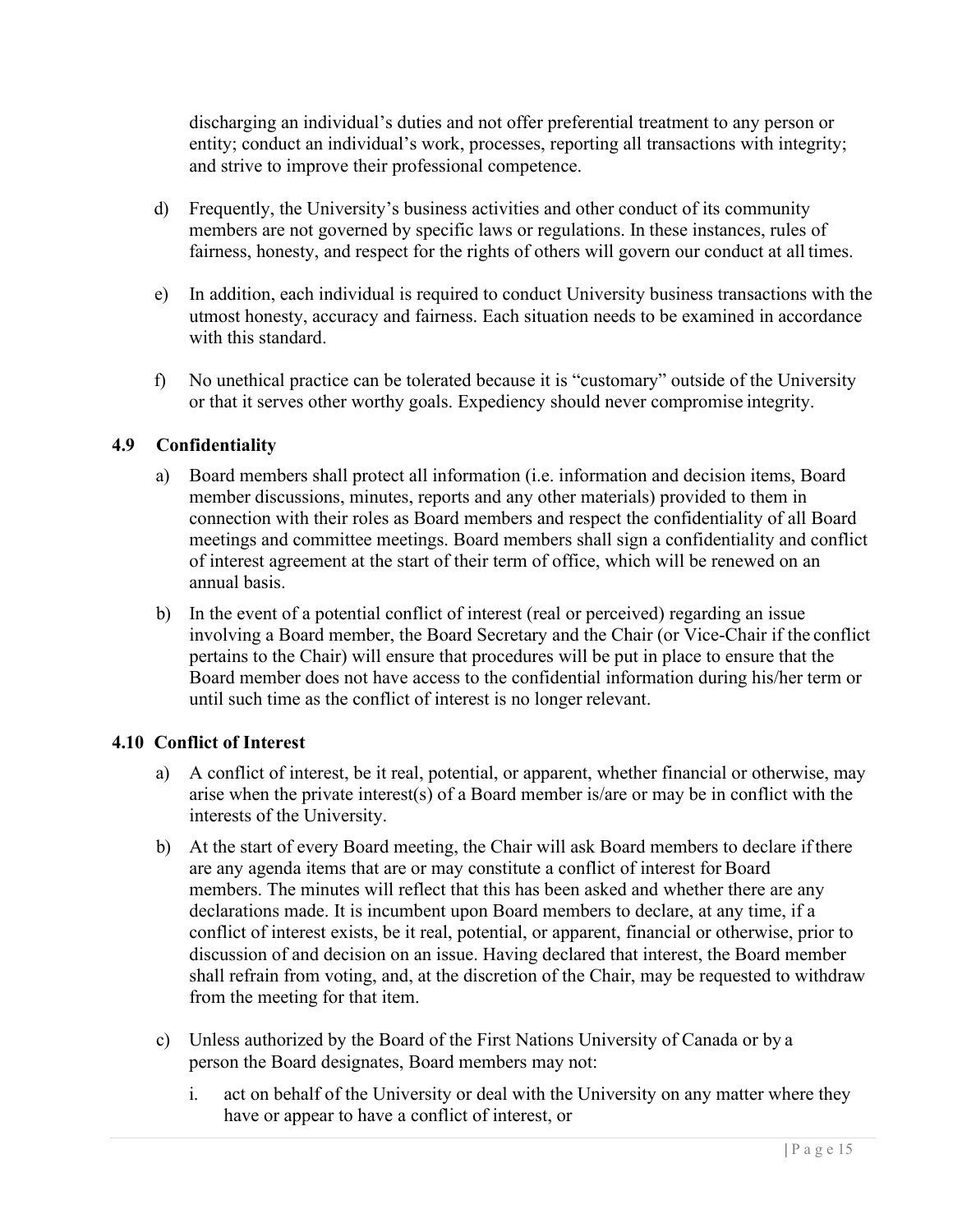discharging an individual's duties and not offer preferential treatment to any person or entity; conduct an individual's work, processes, reporting all transactions with integrity; and strive to improve their professional competence.

d) Frequently, the University's business activities and other conduct of its community members are not governed by specific laws or regulations. In these instances, rules of fairness, honesty, and respect for the rights of others will govern our conduct at all times.

e) In addition, each individual is required to conduct University business transactions with the utmost honesty, accuracy and fairness. Each situation needs to be examined in accordance with this standard.

f) No unethical practice can be tolerated because it is "customary" outside of the University or that it serves other worthy goals. Expediency should never compromise integrity.

### 4.9 Confidentiality

a) Board members shall protect all information (i.e. information and decision items, Board member discussions, minutes, reports and any other materials) provided to them in connection with their roles as Board members and respect the confidentiality of all Board meetings and committee meetings. Board members shall sign a confidentiality and conflict of interest agreement at the start of their term of office, which will be renewed on an annual basis.

b) In the event of a potential conflict of interest (real or perceived) regarding an issue involving a Board member, the Board Secretary and the Chair (or Vice-Chair if the conflict pertains to the Chair) will ensure that procedures will be put in place to ensure that the Board member does not have access to the confidential information during his/her term or until such time as the conflict of interest is no longer relevant.

### 4.10 Conflict of Interest

a) A conflict of interest, be it real, potential, or apparent, whether financial or otherwise, may arise when the private interest(s) of a Board member is/are or may be in conflict with the interests of the University.

b) At the start of every Board meeting, the Chair will ask Board members to declare if there are any agenda items that are or may constitute a conflict of interest for Board members. The minutes will reflect that this has been asked and whether there are any declarations made. It is incumbent upon Board members to declare, at any time, if a conflict of interest exists, be it real, potential, or apparent, financial or otherwise, prior to discussion of and decision on an issue. Having declared that interest, the Board member shall refrain from voting, and, at the discretion of the Chair, may be requested to withdraw from the meeting for that item.

c) Unless authorized by the Board of the First Nations University of Canada or by a person the Board designates, Board members may not:

   i. act on behalf of the University or deal with the University on any matter where they have or appear to have a conflict of interest, or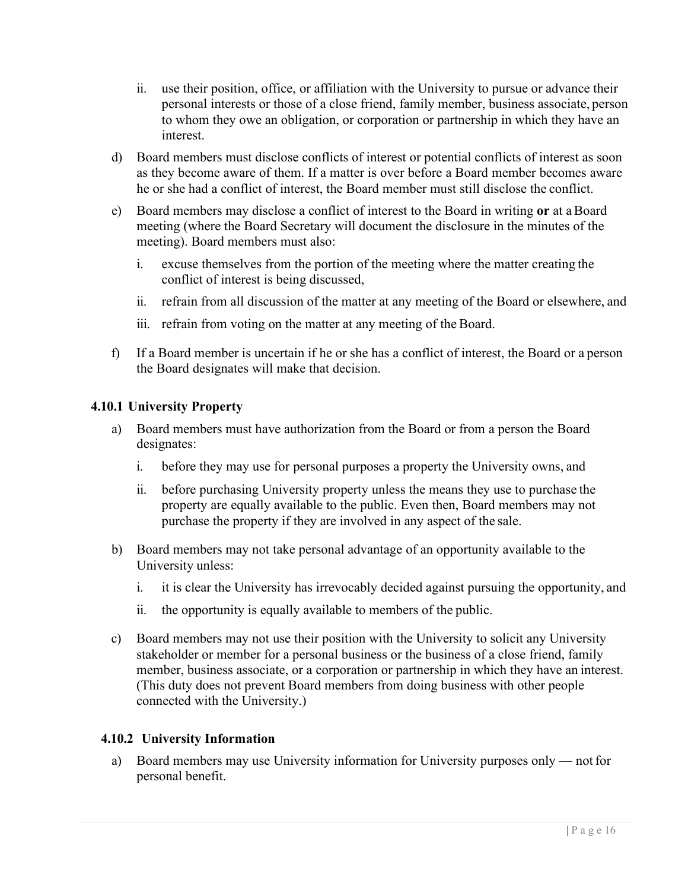ii. use their position, office, or affiliation with the University to pursue or advance their personal interests or those of a close friend, family member, business associate, person to whom they owe an obligation, or corporation or partnership in which they have an interest.

d) Board members must disclose conflicts of interest or potential conflicts of interest as soon as they become aware of them. If a matter is over before a Board member becomes aware he or she had a conflict of interest, the Board member must still disclose the conflict.

e) Board members may disclose a conflict of interest to the Board in writing **or** at a Board meeting (where the Board Secretary will document the disclosure in the minutes of the meeting). Board members must also:

   i. excuse themselves from the portion of the meeting where the matter creating the conflict of interest is being discussed,

   ii. refrain from all discussion of the matter at any meeting of the Board or elsewhere, and

   iii. refrain from voting on the matter at any meeting of the Board.

f) If a Board member is uncertain if he or she has a conflict of interest, the Board or a person the Board designates will make that decision.

### 4.10.1 University Property

a) Board members must have authorization from the Board or from a person the Board designates:

   i. before they may use for personal purposes a property the University owns, and

   ii. before purchasing University property unless the means they use to purchase the property are equally available to the public. Even then, Board members may not purchase the property if they are involved in any aspect of the sale.

b) Board members may not take personal advantage of an opportunity available to the University unless:

   i. it is clear the University has irrevocably decided against pursuing the opportunity, and

   ii. the opportunity is equally available to members of the public.

c) Board members may not use their position with the University to solicit any University stakeholder or member for a personal business or the business of a close friend, family member, business associate, or a corporation or partnership in which they have an interest. (This duty does not prevent Board members from doing business with other people connected with the University.)

### 4.10.2 University Information

a) Board members may use University information for University purposes only — not for personal benefit.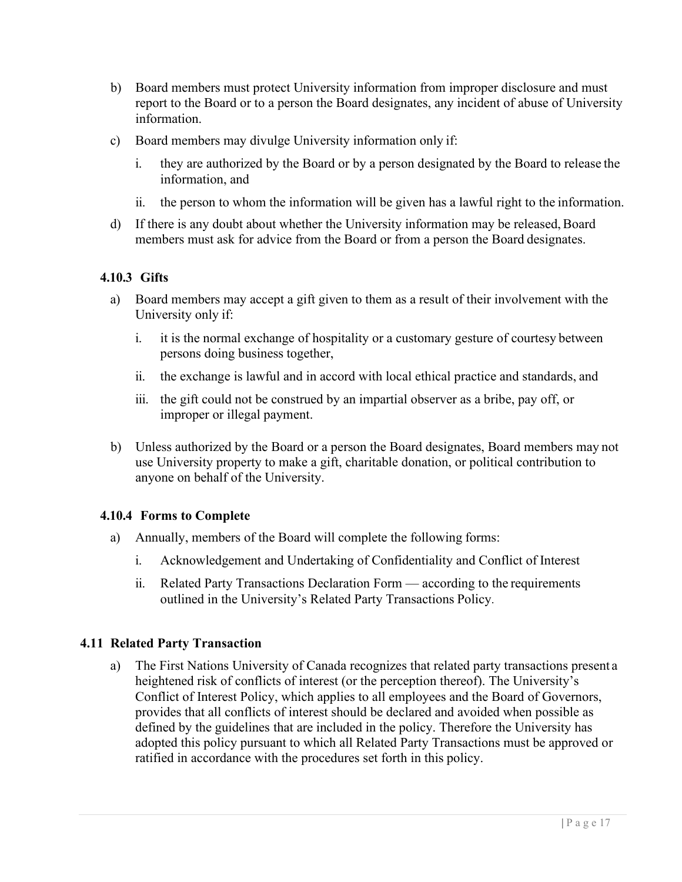b) Board members must protect University information from improper disclosure and must report to the Board or to a person the Board designates, any incident of abuse of University information.

c) Board members may divulge University information only if:

   i. they are authorized by the Board or by a person designated by the Board to release the information, and

   ii. the person to whom the information will be given has a lawful right to the information.

d) If there is any doubt about whether the University information may be released, Board members must ask for advice from the Board or from a person the Board designates.

### 4.10.3 Gifts

a) Board members may accept a gift given to them as a result of their involvement with the University only if:

   i. it is the normal exchange of hospitality or a customary gesture of courtesy between persons doing business together,

   ii. the exchange is lawful and in accord with local ethical practice and standards, and

   iii. the gift could not be construed by an impartial observer as a bribe, pay off, or improper or illegal payment.

b) Unless authorized by the Board or a person the Board designates, Board members may not use University property to make a gift, charitable donation, or political contribution to anyone on behalf of the University.

### 4.10.4 Forms to Complete

a) Annually, members of the Board will complete the following forms:

   i. Acknowledgement and Undertaking of Confidentiality and Conflict of Interest

   ii. Related Party Transactions Declaration Form — according to the requirements outlined in the University's Related Party Transactions Policy.

## 4.11 Related Party Transaction

a) The First Nations University of Canada recognizes that related party transactions present a heightened risk of conflicts of interest (or the perception thereof). The University's Conflict of Interest Policy, which applies to all employees and the Board of Governors, provides that all conflicts of interest should be declared and avoided when possible as defined by the guidelines that are included in the policy. Therefore the University has adopted this policy pursuant to which all Related Party Transactions must be approved or ratified in accordance with the procedures set forth in this policy.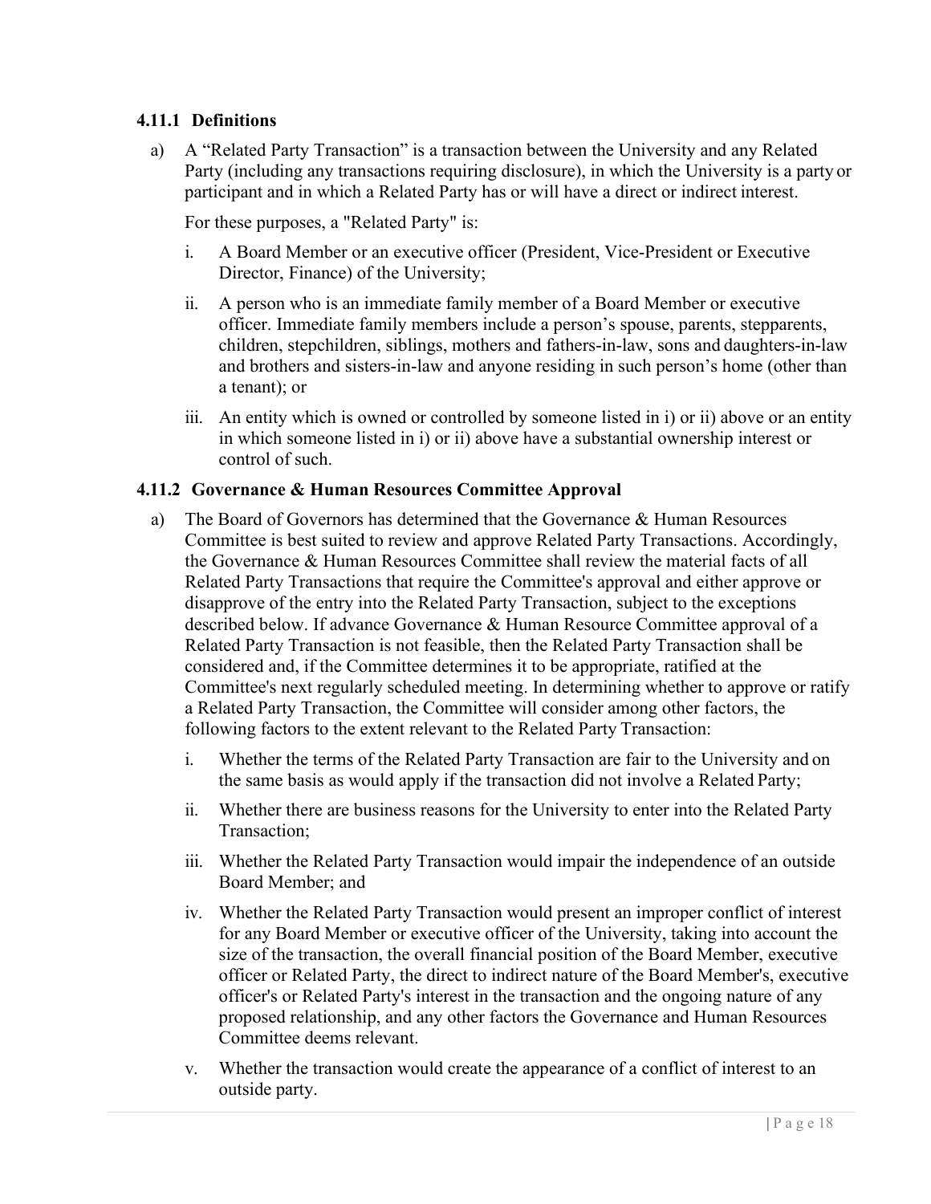### 4.11.1 Definitions

a) A "Related Party Transaction" is a transaction between the University and any Related Party (including any transactions requiring disclosure), in which the University is a party or participant and in which a Related Party has or will have a direct or indirect interest.

For these purposes, a "Related Party" is:

i. A Board Member or an executive officer (President, Vice-President or Executive Director, Finance) of the University;

ii. A person who is an immediate family member of a Board Member or executive officer. Immediate family members include a person's spouse, parents, stepparents, children, stepchildren, siblings, mothers and fathers-in-law, sons and daughters-in-law and brothers and sisters-in-law and anyone residing in such person's home (other than a tenant); or

iii. An entity which is owned or controlled by someone listed in i) or ii) above or an entity in which someone listed in i) or ii) above have a substantial ownership interest or control of such.

### 4.11.2 Governance & Human Resources Committee Approval

a) The Board of Governors has determined that the Governance & Human Resources Committee is best suited to review and approve Related Party Transactions. Accordingly, the Governance & Human Resources Committee shall review the material facts of all Related Party Transactions that require the Committee's approval and either approve or disapprove of the entry into the Related Party Transaction, subject to the exceptions described below. If advance Governance & Human Resource Committee approval of a Related Party Transaction is not feasible, then the Related Party Transaction shall be considered and, if the Committee determines it to be appropriate, ratified at the Committee's next regularly scheduled meeting. In determining whether to approve or ratify a Related Party Transaction, the Committee will consider among other factors, the following factors to the extent relevant to the Related Party Transaction:

i. Whether the terms of the Related Party Transaction are fair to the University and on the same basis as would apply if the transaction did not involve a Related Party;

ii. Whether there are business reasons for the University to enter into the Related Party Transaction;

iii. Whether the Related Party Transaction would impair the independence of an outside Board Member; and

iv. Whether the Related Party Transaction would present an improper conflict of interest for any Board Member or executive officer of the University, taking into account the size of the transaction, the overall financial position of the Board Member, executive officer or Related Party, the direct to indirect nature of the Board Member's, executive officer's or Related Party's interest in the transaction and the ongoing nature of any proposed relationship, and any other factors the Governance and Human Resources Committee deems relevant.

v. Whether the transaction would create the appearance of a conflict of interest to an outside party.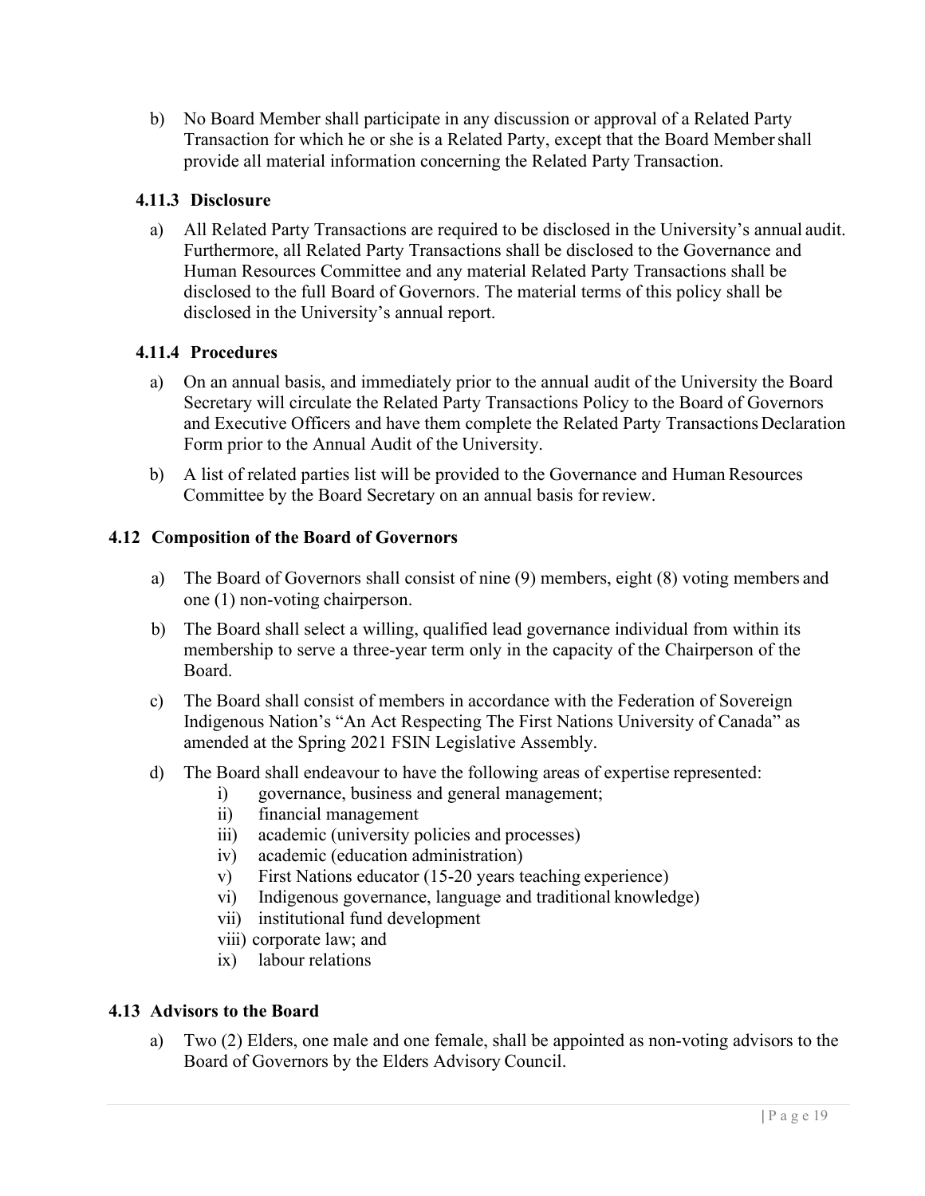b) No Board Member shall participate in any discussion or approval of a Related Party Transaction for which he or she is a Related Party, except that the Board Member shall provide all material information concerning the Related Party Transaction.

### 4.11.3 Disclosure

a) All Related Party Transactions are required to be disclosed in the University's annual audit. Furthermore, all Related Party Transactions shall be disclosed to the Governance and Human Resources Committee and any material Related Party Transactions shall be disclosed to the full Board of Governors. The material terms of this policy shall be disclosed in the University's annual report.

### 4.11.4 Procedures

a) On an annual basis, and immediately prior to the annual audit of the University the Board Secretary will circulate the Related Party Transactions Policy to the Board of Governors and Executive Officers and have them complete the Related Party Transactions Declaration Form prior to the Annual Audit of the University.

b) A list of related parties list will be provided to the Governance and Human Resources Committee by the Board Secretary on an annual basis for review.

## 4.12 Composition of the Board of Governors

a) The Board of Governors shall consist of nine (9) members, eight (8) voting members and one (1) non-voting chairperson.

b) The Board shall select a willing, qualified lead governance individual from within its membership to serve a three-year term only in the capacity of the Chairperson of the Board.

c) The Board shall consist of members in accordance with the Federation of Sovereign Indigenous Nation's "An Act Respecting The First Nations University of Canada" as amended at the Spring 2021 FSIN Legislative Assembly.

d) The Board shall endeavour to have the following areas of expertise represented:
   - i) governance, business and general management;
   - ii) financial management
   - iii) academic (university policies and processes)
   - iv) academic (education administration)
   - v) First Nations educator (15-20 years teaching experience)
   - vi) Indigenous governance, language and traditional knowledge)
   - vii) institutional fund development
   - viii) corporate law; and
   - ix) labour relations

## 4.13 Advisors to the Board

a) Two (2) Elders, one male and one female, shall be appointed as non-voting advisors to the Board of Governors by the Elders Advisory Council.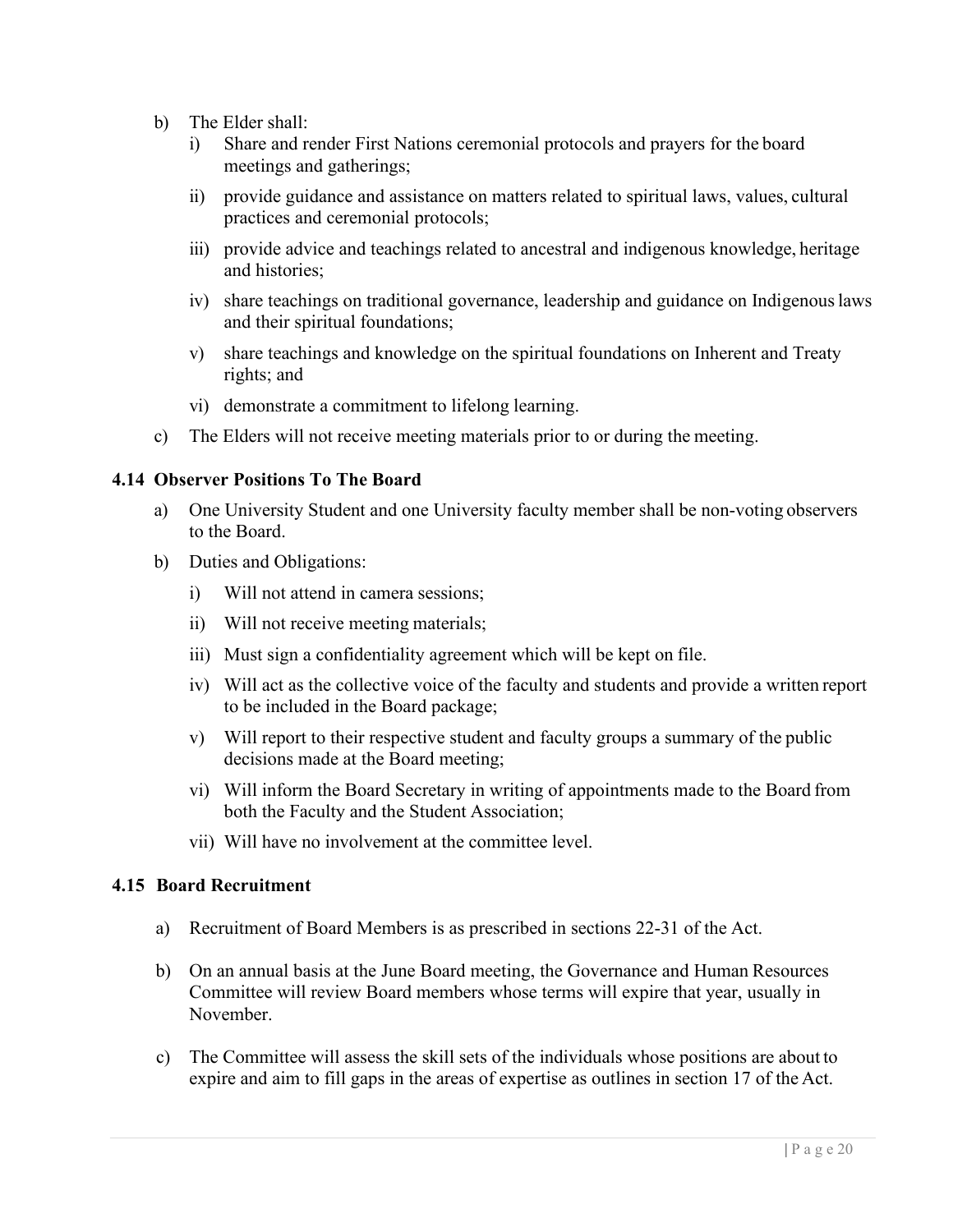b) The Elder shall:
   i) Share and render First Nations ceremonial protocols and prayers for the board meetings and gatherings;
   ii) provide guidance and assistance on matters related to spiritual laws, values, cultural practices and ceremonial protocols;
   iii) provide advice and teachings related to ancestral and indigenous knowledge, heritage and histories;
   iv) share teachings on traditional governance, leadership and guidance on Indigenous laws and their spiritual foundations;
   v) share teachings and knowledge on the spiritual foundations on Inherent and Treaty rights; and
   vi) demonstrate a commitment to lifelong learning.

c) The Elders will not receive meeting materials prior to or during the meeting.

### 4.14 Observer Positions To The Board

a) One University Student and one University faculty member shall be non-voting observers to the Board.

b) Duties and Obligations:
   i) Will not attend in camera sessions;
   ii) Will not receive meeting materials;
   iii) Must sign a confidentiality agreement which will be kept on file.
   iv) Will act as the collective voice of the faculty and students and provide a written report to be included in the Board package;
   v) Will report to their respective student and faculty groups a summary of the public decisions made at the Board meeting;
   vi) Will inform the Board Secretary in writing of appointments made to the Board from both the Faculty and the Student Association;
   vii) Will have no involvement at the committee level.

### 4.15 Board Recruitment

a) Recruitment of Board Members is as prescribed in sections 22-31 of the Act.

b) On an annual basis at the June Board meeting, the Governance and Human Resources Committee will review Board members whose terms will expire that year, usually in November.

c) The Committee will assess the skill sets of the individuals whose positions are about to expire and aim to fill gaps in the areas of expertise as outlines in section 17 of the Act.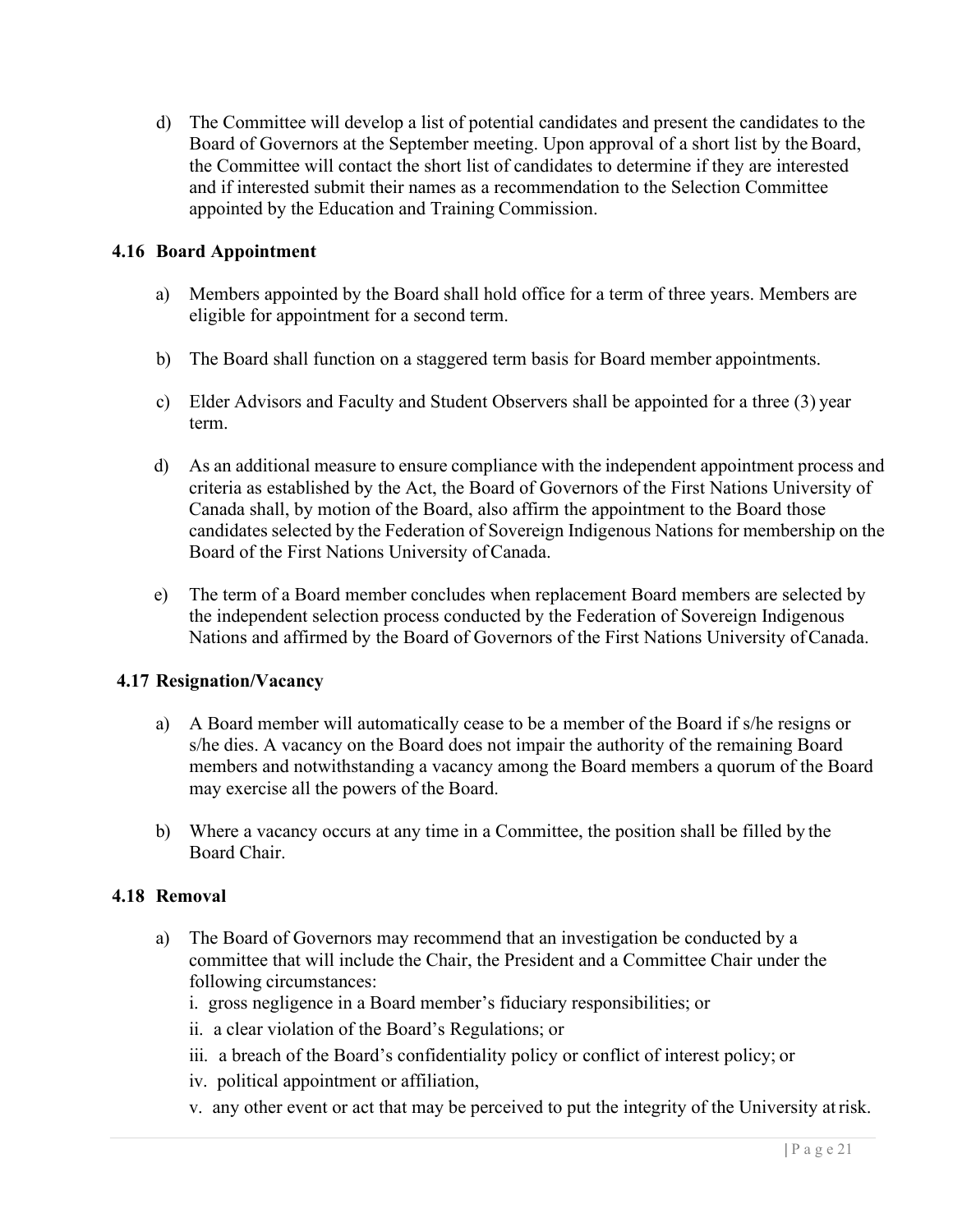d) The Committee will develop a list of potential candidates and present the candidates to the Board of Governors at the September meeting. Upon approval of a short list by the Board, the Committee will contact the short list of candidates to determine if they are interested and if interested submit their names as a recommendation to the Selection Committee appointed by the Education and Training Commission.

### 4.16 Board Appointment

a) Members appointed by the Board shall hold office for a term of three years. Members are eligible for appointment for a second term.

b) The Board shall function on a staggered term basis for Board member appointments.

c) Elder Advisors and Faculty and Student Observers shall be appointed for a three (3) year term.

d) As an additional measure to ensure compliance with the independent appointment process and criteria as established by the Act, the Board of Governors of the First Nations University of Canada shall, by motion of the Board, also affirm the appointment to the Board those candidates selected by the Federation of Sovereign Indigenous Nations for membership on the Board of the First Nations University of Canada.

e) The term of a Board member concludes when replacement Board members are selected by the independent selection process conducted by the Federation of Sovereign Indigenous Nations and affirmed by the Board of Governors of the First Nations University of Canada.

### 4.17 Resignation/Vacancy

a) A Board member will automatically cease to be a member of the Board if s/he resigns or s/he dies. A vacancy on the Board does not impair the authority of the remaining Board members and notwithstanding a vacancy among the Board members a quorum of the Board may exercise all the powers of the Board.

b) Where a vacancy occurs at any time in a Committee, the position shall be filled by the Board Chair.

### 4.18 Removal

a) The Board of Governors may recommend that an investigation be conducted by a committee that will include the Chair, the President and a Committee Chair under the following circumstances:

   i. gross negligence in a Board member's fiduciary responsibilities; or

   ii. a clear violation of the Board's Regulations; or

   iii. a breach of the Board's confidentiality policy or conflict of interest policy; or

   iv. political appointment or affiliation,

   v. any other event or act that may be perceived to put the integrity of the University at risk.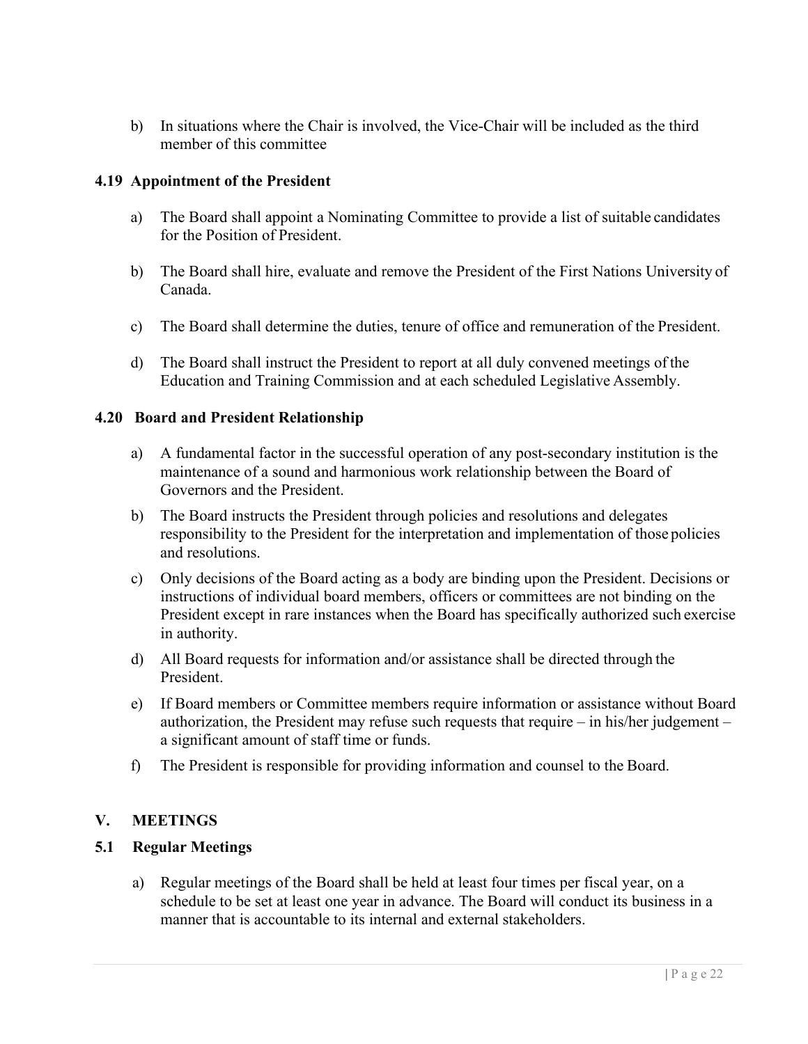b) In situations where the Chair is involved, the Vice-Chair will be included as the third member of this committee

### 4.19 Appointment of the President

a) The Board shall appoint a Nominating Committee to provide a list of suitable candidates for the Position of President.

b) The Board shall hire, evaluate and remove the President of the First Nations University of Canada.

c) The Board shall determine the duties, tenure of office and remuneration of the President.

d) The Board shall instruct the President to report at all duly convened meetings of the Education and Training Commission and at each scheduled Legislative Assembly.

### 4.20 Board and President Relationship

a) A fundamental factor in the successful operation of any post-secondary institution is the maintenance of a sound and harmonious work relationship between the Board of Governors and the President.

b) The Board instructs the President through policies and resolutions and delegates responsibility to the President for the interpretation and implementation of those policies and resolutions.

c) Only decisions of the Board acting as a body are binding upon the President. Decisions or instructions of individual board members, officers or committees are not binding on the President except in rare instances when the Board has specifically authorized such exercise in authority.

d) All Board requests for information and/or assistance shall be directed through the President.

e) If Board members or Committee members require information or assistance without Board authorization, the President may refuse such requests that require – in his/her judgement – a significant amount of staff time or funds.

f) The President is responsible for providing information and counsel to the Board.

## V. MEETINGS

### 5.1 Regular Meetings

a) Regular meetings of the Board shall be held at least four times per fiscal year, on a schedule to be set at least one year in advance. The Board will conduct its business in a manner that is accountable to its internal and external stakeholders.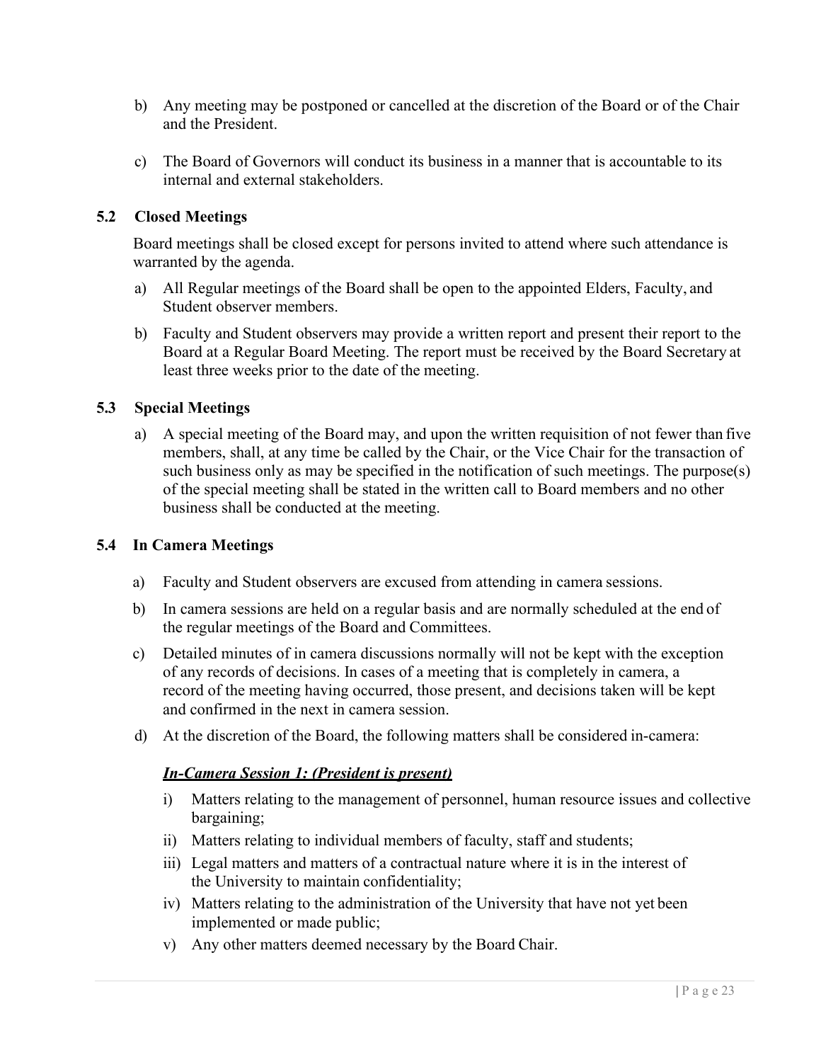b) Any meeting may be postponed or cancelled at the discretion of the Board or of the Chair and the President.

c) The Board of Governors will conduct its business in a manner that is accountable to its internal and external stakeholders.

### 5.2 Closed Meetings

Board meetings shall be closed except for persons invited to attend where such attendance is warranted by the agenda.

a) All Regular meetings of the Board shall be open to the appointed Elders, Faculty, and Student observer members.

b) Faculty and Student observers may provide a written report and present their report to the Board at a Regular Board Meeting. The report must be received by the Board Secretary at least three weeks prior to the date of the meeting.

### 5.3 Special Meetings

a) A special meeting of the Board may, and upon the written requisition of not fewer than five members, shall, at any time be called by the Chair, or the Vice Chair for the transaction of such business only as may be specified in the notification of such meetings. The purpose(s) of the special meeting shall be stated in the written call to Board members and no other business shall be conducted at the meeting.

### 5.4 In Camera Meetings

a) Faculty and Student observers are excused from attending in camera sessions.

b) In camera sessions are held on a regular basis and are normally scheduled at the end of the regular meetings of the Board and Committees.

c) Detailed minutes of in camera discussions normally will not be kept with the exception of any records of decisions. In cases of a meeting that is completely in camera, a record of the meeting having occurred, those present, and decisions taken will be kept and confirmed in the next in camera session.

d) At the discretion of the Board, the following matters shall be considered in-camera:

***In-Camera Session 1: (President is present)***

i) Matters relating to the management of personnel, human resource issues and collective bargaining;

ii) Matters relating to individual members of faculty, staff and students;

iii) Legal matters and matters of a contractual nature where it is in the interest of the University to maintain confidentiality;

iv) Matters relating to the administration of the University that have not yet been implemented or made public;

v) Any other matters deemed necessary by the Board Chair.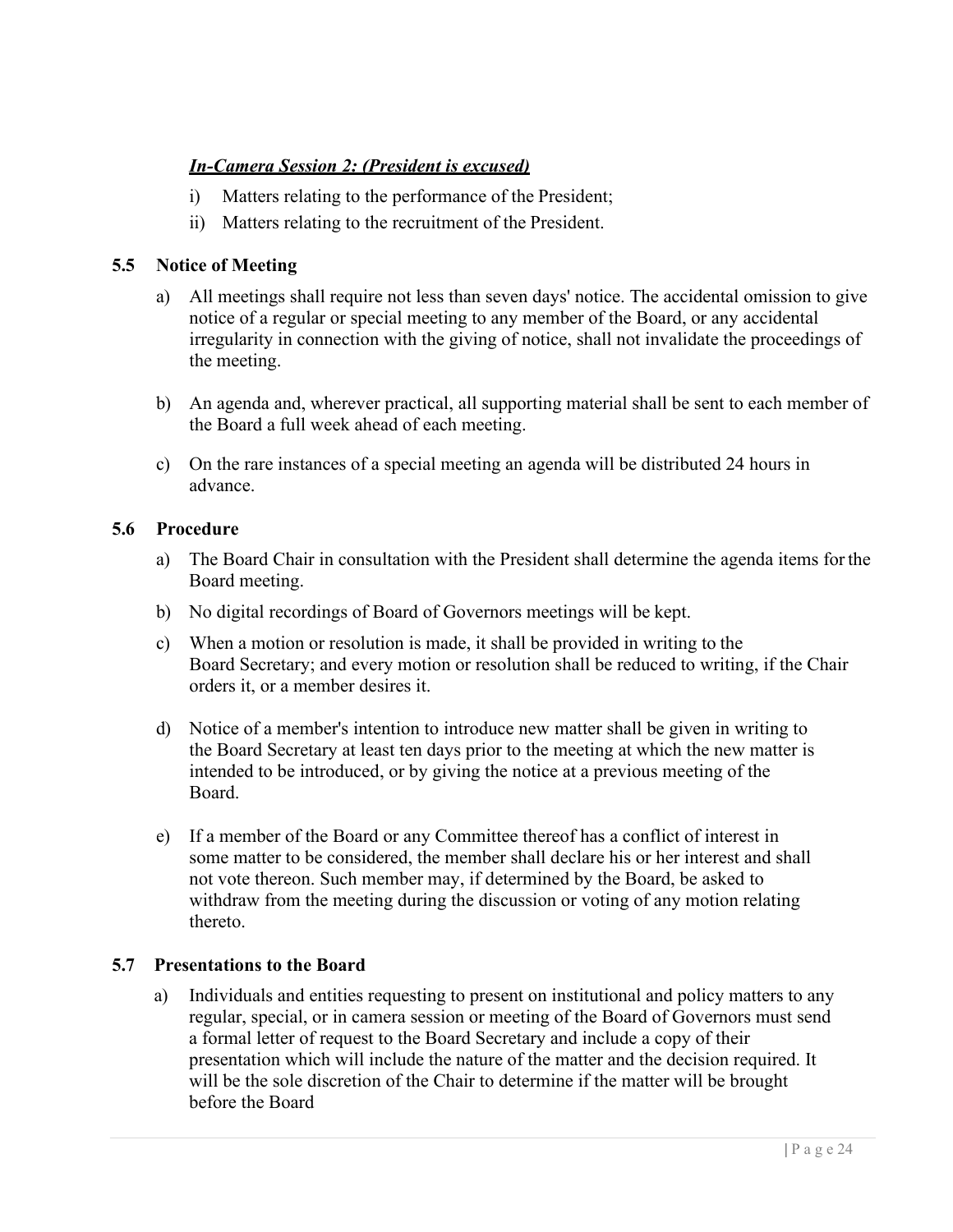***In-Camera Session 2: (President is excused)***

i) Matters relating to the performance of the President;
ii) Matters relating to the recruitment of the President.

### 5.5 Notice of Meeting

a) All meetings shall require not less than seven days' notice. The accidental omission to give notice of a regular or special meeting to any member of the Board, or any accidental irregularity in connection with the giving of notice, shall not invalidate the proceedings of the meeting.

b) An agenda and, wherever practical, all supporting material shall be sent to each member of the Board a full week ahead of each meeting.

c) On the rare instances of a special meeting an agenda will be distributed 24 hours in advance.

### 5.6 Procedure

a) The Board Chair in consultation with the President shall determine the agenda items for the Board meeting.

b) No digital recordings of Board of Governors meetings will be kept.

c) When a motion or resolution is made, it shall be provided in writing to the Board Secretary; and every motion or resolution shall be reduced to writing, if the Chair orders it, or a member desires it.

d) Notice of a member's intention to introduce new matter shall be given in writing to the Board Secretary at least ten days prior to the meeting at which the new matter is intended to be introduced, or by giving the notice at a previous meeting of the Board.

e) If a member of the Board or any Committee thereof has a conflict of interest in some matter to be considered, the member shall declare his or her interest and shall not vote thereon. Such member may, if determined by the Board, be asked to withdraw from the meeting during the discussion or voting of any motion relating thereto.

### 5.7 Presentations to the Board

a) Individuals and entities requesting to present on institutional and policy matters to any regular, special, or in camera session or meeting of the Board of Governors must send a formal letter of request to the Board Secretary and include a copy of their presentation which will include the nature of the matter and the decision required. It will be the sole discretion of the Chair to determine if the matter will be brought before the Board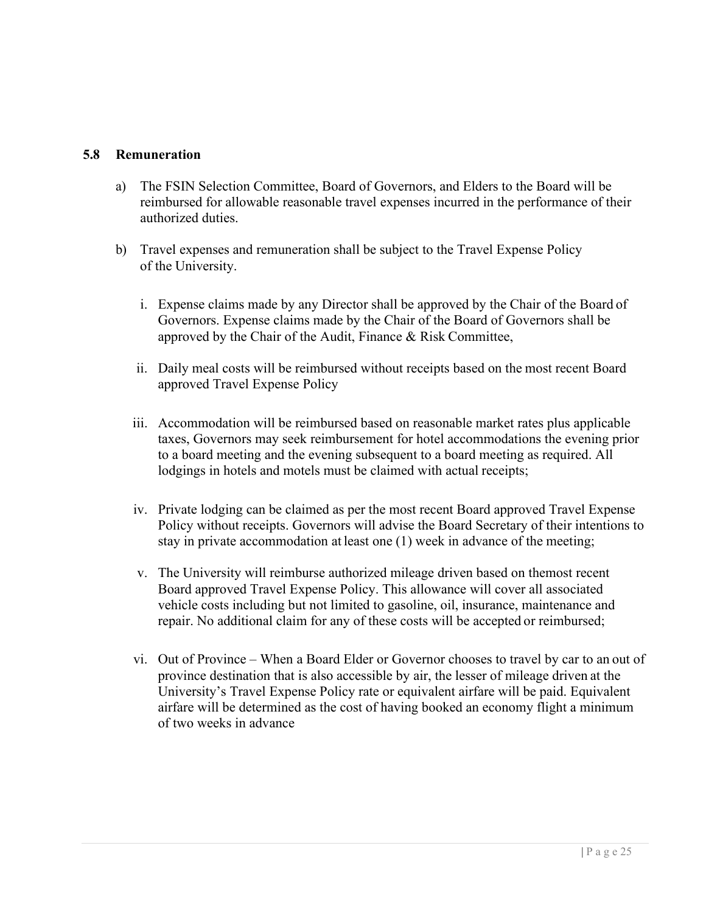### 5.8 Remuneration

a) The FSIN Selection Committee, Board of Governors, and Elders to the Board will be reimbursed for allowable reasonable travel expenses incurred in the performance of their authorized duties.

b) Travel expenses and remuneration shall be subject to the Travel Expense Policy of the University.

   i. Expense claims made by any Director shall be approved by the Chair of the Board of Governors. Expense claims made by the Chair of the Board of Governors shall be approved by the Chair of the Audit, Finance & Risk Committee,

   ii. Daily meal costs will be reimbursed without receipts based on the most recent Board approved Travel Expense Policy

   iii. Accommodation will be reimbursed based on reasonable market rates plus applicable taxes, Governors may seek reimbursement for hotel accommodations the evening prior to a board meeting and the evening subsequent to a board meeting as required. All lodgings in hotels and motels must be claimed with actual receipts;

   iv. Private lodging can be claimed as per the most recent Board approved Travel Expense Policy without receipts. Governors will advise the Board Secretary of their intentions to stay in private accommodation at least one (1) week in advance of the meeting;

   v. The University will reimburse authorized mileage driven based on themost recent Board approved Travel Expense Policy. This allowance will cover all associated vehicle costs including but not limited to gasoline, oil, insurance, maintenance and repair. No additional claim for any of these costs will be accepted or reimbursed;

   vi. Out of Province – When a Board Elder or Governor chooses to travel by car to an out of province destination that is also accessible by air, the lesser of mileage driven at the University's Travel Expense Policy rate or equivalent airfare will be paid. Equivalent airfare will be determined as the cost of having booked an economy flight a minimum of two weeks in advance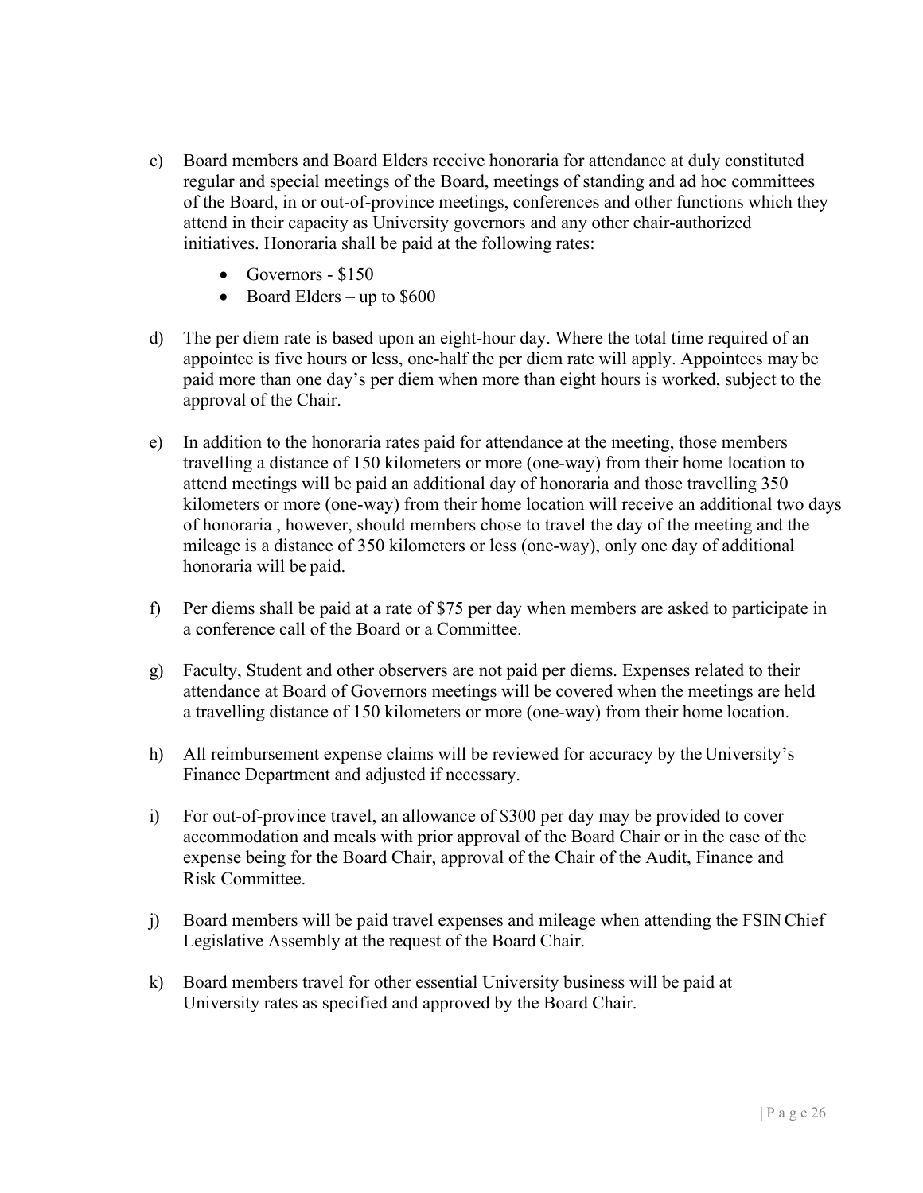c) Board members and Board Elders receive honoraria for attendance at duly constituted regular and special meetings of the Board, meetings of standing and ad hoc committees of the Board, in or out-of-province meetings, conferences and other functions which they attend in their capacity as University governors and any other chair-authorized initiatives. Honoraria shall be paid at the following rates:

- Governors - $150
- Board Elders – up to $600

d) The per diem rate is based upon an eight-hour day. Where the total time required of an appointee is five hours or less, one-half the per diem rate will apply. Appointees may be paid more than one day's per diem when more than eight hours is worked, subject to the approval of the Chair.

e) In addition to the honoraria rates paid for attendance at the meeting, those members travelling a distance of 150 kilometers or more (one-way) from their home location to attend meetings will be paid an additional day of honoraria and those travelling 350 kilometers or more (one-way) from their home location will receive an additional two days of honoraria , however, should members chose to travel the day of the meeting and the mileage is a distance of 350 kilometers or less (one-way), only one day of additional honoraria will be paid.

f) Per diems shall be paid at a rate of $75 per day when members are asked to participate in a conference call of the Board or a Committee.

g) Faculty, Student and other observers are not paid per diems. Expenses related to their attendance at Board of Governors meetings will be covered when the meetings are held a travelling distance of 150 kilometers or more (one-way) from their home location.

h) All reimbursement expense claims will be reviewed for accuracy by the University's Finance Department and adjusted if necessary.

i) For out-of-province travel, an allowance of $300 per day may be provided to cover accommodation and meals with prior approval of the Board Chair or in the case of the expense being for the Board Chair, approval of the Chair of the Audit, Finance and Risk Committee.

j) Board members will be paid travel expenses and mileage when attending the FSIN Chief Legislative Assembly at the request of the Board Chair.

k) Board members travel for other essential University business will be paid at University rates as specified and approved by the Board Chair.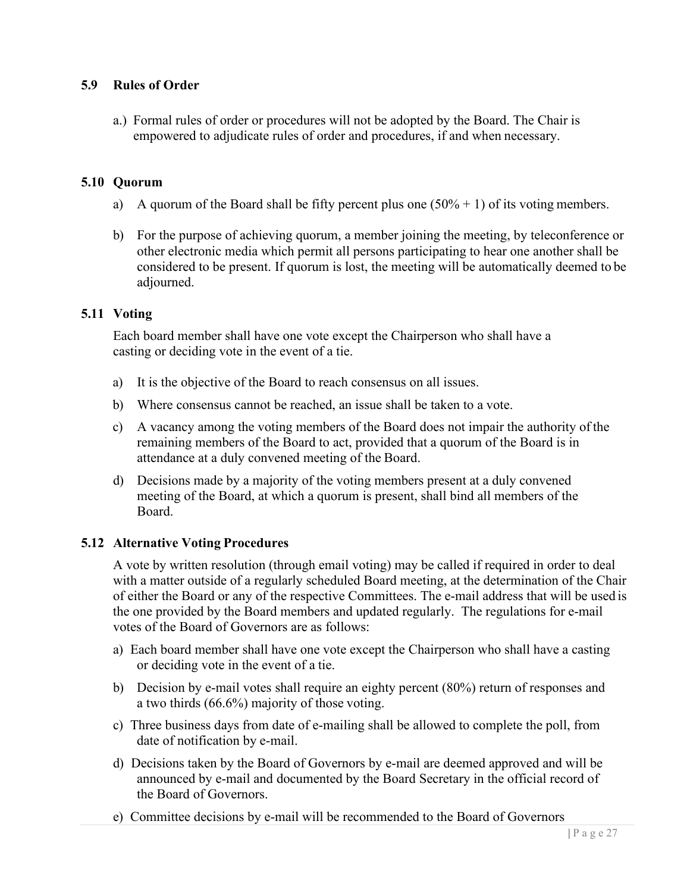### 5.9 Rules of Order

a.) Formal rules of order or procedures will not be adopted by the Board. The Chair is empowered to adjudicate rules of order and procedures, if and when necessary.

### 5.10 Quorum

a) A quorum of the Board shall be fifty percent plus one (50% + 1) of its voting members.

b) For the purpose of achieving quorum, a member joining the meeting, by teleconference or other electronic media which permit all persons participating to hear one another shall be considered to be present. If quorum is lost, the meeting will be automatically deemed to be adjourned.

### 5.11 Voting

Each board member shall have one vote except the Chairperson who shall have a casting or deciding vote in the event of a tie.

a) It is the objective of the Board to reach consensus on all issues.

b) Where consensus cannot be reached, an issue shall be taken to a vote.

c) A vacancy among the voting members of the Board does not impair the authority of the remaining members of the Board to act, provided that a quorum of the Board is in attendance at a duly convened meeting of the Board.

d) Decisions made by a majority of the voting members present at a duly convened meeting of the Board, at which a quorum is present, shall bind all members of the Board.

### 5.12 Alternative Voting Procedures

A vote by written resolution (through email voting) may be called if required in order to deal with a matter outside of a regularly scheduled Board meeting, at the determination of the Chair of either the Board or any of the respective Committees. The e-mail address that will be used is the one provided by the Board members and updated regularly. The regulations for e-mail votes of the Board of Governors are as follows:

a) Each board member shall have one vote except the Chairperson who shall have a casting or deciding vote in the event of a tie.

b) Decision by e-mail votes shall require an eighty percent (80%) return of responses and a two thirds (66.6%) majority of those voting.

c) Three business days from date of e-mailing shall be allowed to complete the poll, from date of notification by e-mail.

d) Decisions taken by the Board of Governors by e-mail are deemed approved and will be announced by e-mail and documented by the Board Secretary in the official record of the Board of Governors.

e) Committee decisions by e-mail will be recommended to the Board of Governors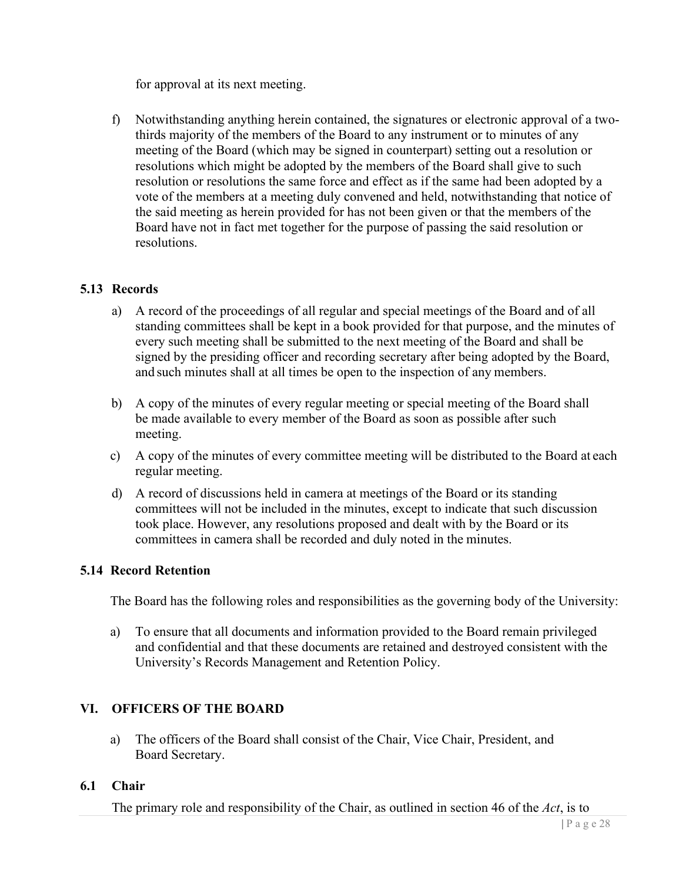for approval at its next meeting.

f) Notwithstanding anything herein contained, the signatures or electronic approval of a two-thirds majority of the members of the Board to any instrument or to minutes of any meeting of the Board (which may be signed in counterpart) setting out a resolution or resolutions which might be adopted by the members of the Board shall give to such resolution or resolutions the same force and effect as if the same had been adopted by a vote of the members at a meeting duly convened and held, notwithstanding that notice of the said meeting as herein provided for has not been given or that the members of the Board have not in fact met together for the purpose of passing the said resolution or resolutions.

### 5.13 Records

a) A record of the proceedings of all regular and special meetings of the Board and of all standing committees shall be kept in a book provided for that purpose, and the minutes of every such meeting shall be submitted to the next meeting of the Board and shall be signed by the presiding officer and recording secretary after being adopted by the Board, and such minutes shall at all times be open to the inspection of any members.

b) A copy of the minutes of every regular meeting or special meeting of the Board shall be made available to every member of the Board as soon as possible after such meeting.

c) A copy of the minutes of every committee meeting will be distributed to the Board at each regular meeting.

d) A record of discussions held in camera at meetings of the Board or its standing committees will not be included in the minutes, except to indicate that such discussion took place. However, any resolutions proposed and dealt with by the Board or its committees in camera shall be recorded and duly noted in the minutes.

### 5.14 Record Retention

The Board has the following roles and responsibilities as the governing body of the University:

a) To ensure that all documents and information provided to the Board remain privileged and confidential and that these documents are retained and destroyed consistent with the University's Records Management and Retention Policy.

## VI. OFFICERS OF THE BOARD

a) The officers of the Board shall consist of the Chair, Vice Chair, President, and Board Secretary.

### 6.1 Chair

The primary role and responsibility of the Chair, as outlined in section 46 of the *Act*, is to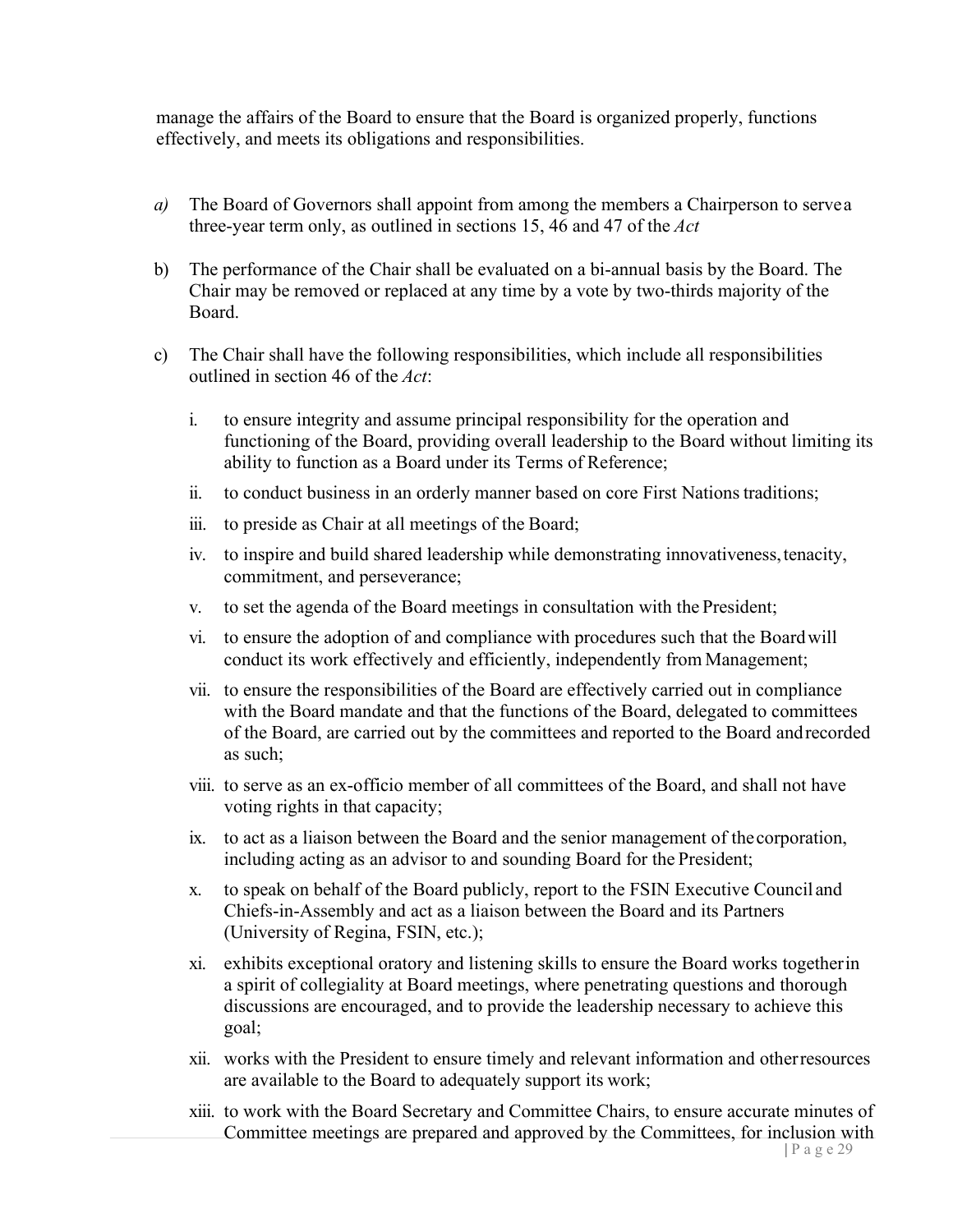manage the affairs of the Board to ensure that the Board is organized properly, functions effectively, and meets its obligations and responsibilities.

*a)* The Board of Governors shall appoint from among the members a Chairperson to serve a three-year term only, as outlined in sections 15, 46 and 47 of the *Act*

b) The performance of the Chair shall be evaluated on a bi-annual basis by the Board. The Chair may be removed or replaced at any time by a vote by two-thirds majority of the Board.

c) The Chair shall have the following responsibilities, which include all responsibilities outlined in section 46 of the *Act*:

   i. to ensure integrity and assume principal responsibility for the operation and functioning of the Board, providing overall leadership to the Board without limiting its ability to function as a Board under its Terms of Reference;

   ii. to conduct business in an orderly manner based on core First Nations traditions;

   iii. to preside as Chair at all meetings of the Board;

   iv. to inspire and build shared leadership while demonstrating innovativeness, tenacity, commitment, and perseverance;

   v. to set the agenda of the Board meetings in consultation with the President;

   vi. to ensure the adoption of and compliance with procedures such that the Board will conduct its work effectively and efficiently, independently from Management;

   vii. to ensure the responsibilities of the Board are effectively carried out in compliance with the Board mandate and that the functions of the Board, delegated to committees of the Board, are carried out by the committees and reported to the Board and recorded as such;

   viii. to serve as an ex-officio member of all committees of the Board, and shall not have voting rights in that capacity;

   ix. to act as a liaison between the Board and the senior management of the corporation, including acting as an advisor to and sounding Board for the President;

   x. to speak on behalf of the Board publicly, report to the FSIN Executive Council and Chiefs-in-Assembly and act as a liaison between the Board and its Partners (University of Regina, FSIN, etc.);

   xi. exhibits exceptional oratory and listening skills to ensure the Board works together in a spirit of collegiality at Board meetings, where penetrating questions and thorough discussions are encouraged, and to provide the leadership necessary to achieve this goal;

   xii. works with the President to ensure timely and relevant information and other resources are available to the Board to adequately support its work;

   xiii. to work with the Board Secretary and Committee Chairs, to ensure accurate minutes of Committee meetings are prepared and approved by the Committees, for inclusion with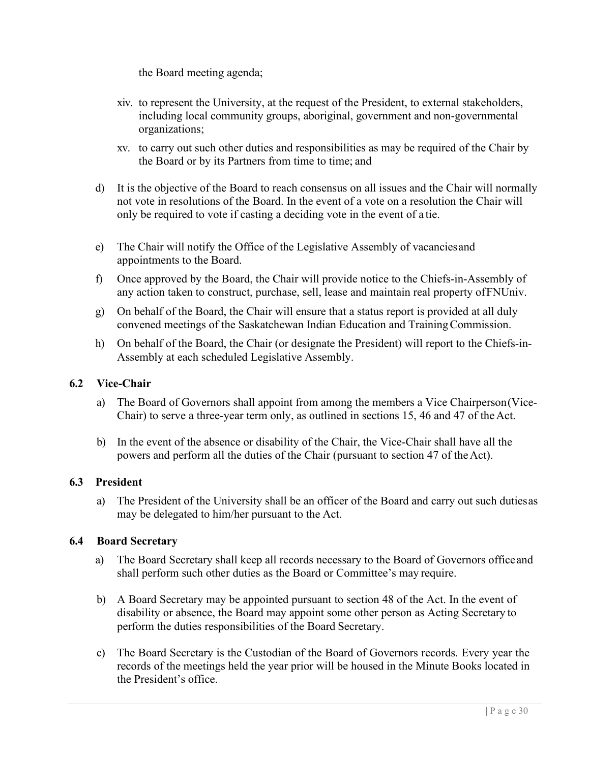the Board meeting agenda;

xiv. to represent the University, at the request of the President, to external stakeholders, including local community groups, aboriginal, government and non-governmental organizations;

xv. to carry out such other duties and responsibilities as may be required of the Chair by the Board or by its Partners from time to time; and

d) It is the objective of the Board to reach consensus on all issues and the Chair will normally not vote in resolutions of the Board. In the event of a vote on a resolution the Chair will only be required to vote if casting a deciding vote in the event of a tie.

e) The Chair will notify the Office of the Legislative Assembly of vacancies and appointments to the Board.

f) Once approved by the Board, the Chair will provide notice to the Chiefs-in-Assembly of any action taken to construct, purchase, sell, lease and maintain real property of FNUniv.

g) On behalf of the Board, the Chair will ensure that a status report is provided at all duly convened meetings of the Saskatchewan Indian Education and Training Commission.

h) On behalf of the Board, the Chair (or designate the President) will report to the Chiefs-in-Assembly at each scheduled Legislative Assembly.

### 6.2 Vice-Chair

a) The Board of Governors shall appoint from among the members a Vice Chairperson (Vice-Chair) to serve a three-year term only, as outlined in sections 15, 46 and 47 of the Act.

b) In the event of the absence or disability of the Chair, the Vice-Chair shall have all the powers and perform all the duties of the Chair (pursuant to section 47 of the Act).

### 6.3 President

a) The President of the University shall be an officer of the Board and carry out such duties as may be delegated to him/her pursuant to the Act.

### 6.4 Board Secretary

a) The Board Secretary shall keep all records necessary to the Board of Governors office and shall perform such other duties as the Board or Committee's may require.

b) A Board Secretary may be appointed pursuant to section 48 of the Act. In the event of disability or absence, the Board may appoint some other person as Acting Secretary to perform the duties responsibilities of the Board Secretary.

c) The Board Secretary is the Custodian of the Board of Governors records. Every year the records of the meetings held the year prior will be housed in the Minute Books located in the President's office.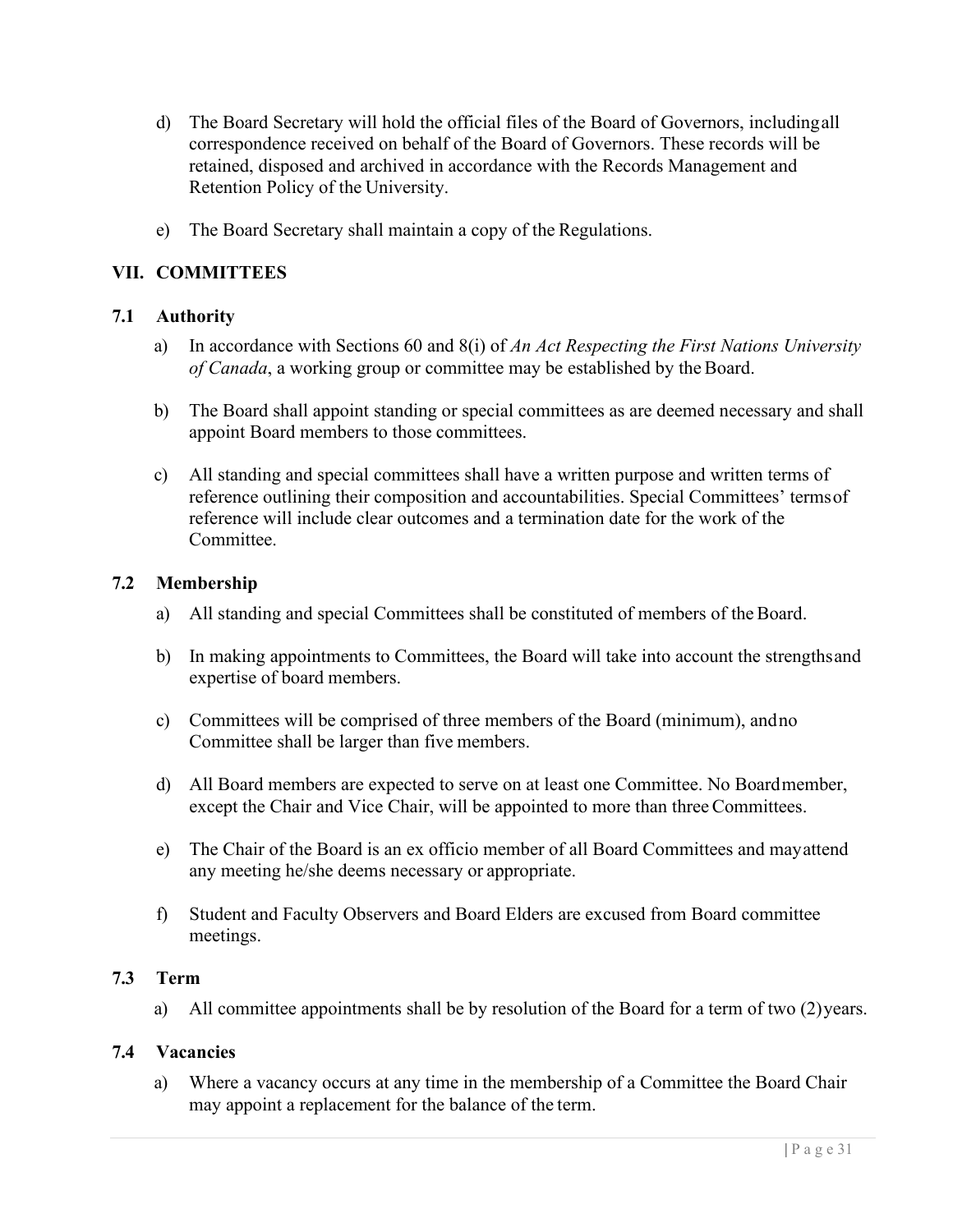d) The Board Secretary will hold the official files of the Board of Governors, including all correspondence received on behalf of the Board of Governors. These records will be retained, disposed and archived in accordance with the Records Management and Retention Policy of the University.

e) The Board Secretary shall maintain a copy of the Regulations.

## VII. COMMITTEES

### 7.1 Authority

a) In accordance with Sections 60 and 8(i) of *An Act Respecting the First Nations University of Canada*, a working group or committee may be established by the Board.

b) The Board shall appoint standing or special committees as are deemed necessary and shall appoint Board members to those committees.

c) All standing and special committees shall have a written purpose and written terms of reference outlining their composition and accountabilities. Special Committees' terms of reference will include clear outcomes and a termination date for the work of the Committee.

### 7.2 Membership

a) All standing and special Committees shall be constituted of members of the Board.

b) In making appointments to Committees, the Board will take into account the strengths and expertise of board members.

c) Committees will be comprised of three members of the Board (minimum), and no Committee shall be larger than five members.

d) All Board members are expected to serve on at least one Committee. No Board member, except the Chair and Vice Chair, will be appointed to more than three Committees.

e) The Chair of the Board is an ex officio member of all Board Committees and may attend any meeting he/she deems necessary or appropriate.

f) Student and Faculty Observers and Board Elders are excused from Board committee meetings.

### 7.3 Term

a) All committee appointments shall be by resolution of the Board for a term of two (2) years.

### 7.4 Vacancies

a) Where a vacancy occurs at any time in the membership of a Committee the Board Chair may appoint a replacement for the balance of the term.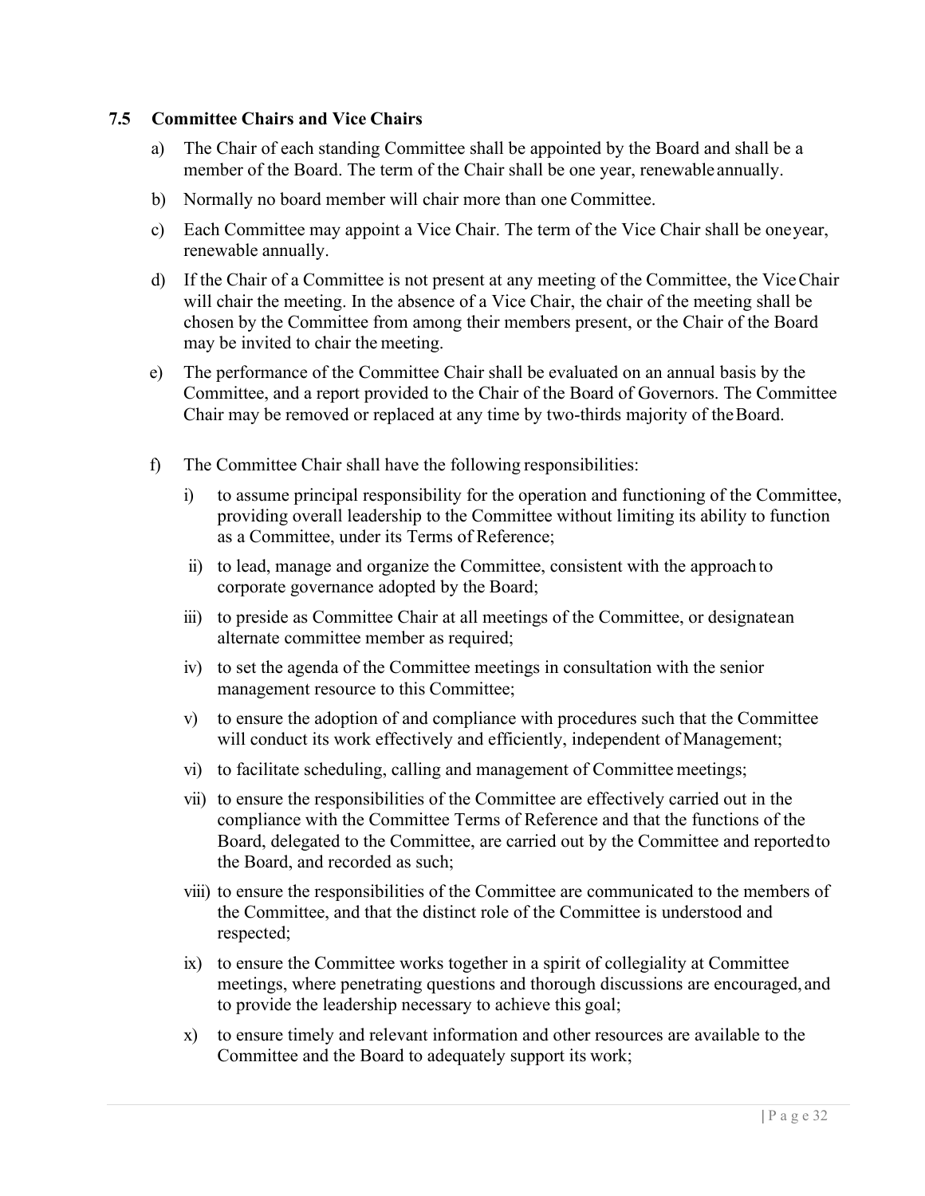### 7.5 Committee Chairs and Vice Chairs

a) The Chair of each standing Committee shall be appointed by the Board and shall be a member of the Board. The term of the Chair shall be one year, renewable annually.

b) Normally no board member will chair more than one Committee.

c) Each Committee may appoint a Vice Chair. The term of the Vice Chair shall be one year, renewable annually.

d) If the Chair of a Committee is not present at any meeting of the Committee, the Vice Chair will chair the meeting. In the absence of a Vice Chair, the chair of the meeting shall be chosen by the Committee from among their members present, or the Chair of the Board may be invited to chair the meeting.

e) The performance of the Committee Chair shall be evaluated on an annual basis by the Committee, and a report provided to the Chair of the Board of Governors. The Committee Chair may be removed or replaced at any time by two-thirds majority of the Board.

f) The Committee Chair shall have the following responsibilities:

   i) to assume principal responsibility for the operation and functioning of the Committee, providing overall leadership to the Committee without limiting its ability to function as a Committee, under its Terms of Reference;

   ii) to lead, manage and organize the Committee, consistent with the approach to corporate governance adopted by the Board;

   iii) to preside as Committee Chair at all meetings of the Committee, or designate an alternate committee member as required;

   iv) to set the agenda of the Committee meetings in consultation with the senior management resource to this Committee;

   v) to ensure the adoption of and compliance with procedures such that the Committee will conduct its work effectively and efficiently, independent of Management;

   vi) to facilitate scheduling, calling and management of Committee meetings;

   vii) to ensure the responsibilities of the Committee are effectively carried out in the compliance with the Committee Terms of Reference and that the functions of the Board, delegated to the Committee, are carried out by the Committee and reported to the Board, and recorded as such;

   viii) to ensure the responsibilities of the Committee are communicated to the members of the Committee, and that the distinct role of the Committee is understood and respected;

   ix) to ensure the Committee works together in a spirit of collegiality at Committee meetings, where penetrating questions and thorough discussions are encouraged, and to provide the leadership necessary to achieve this goal;

   x) to ensure timely and relevant information and other resources are available to the Committee and the Board to adequately support its work;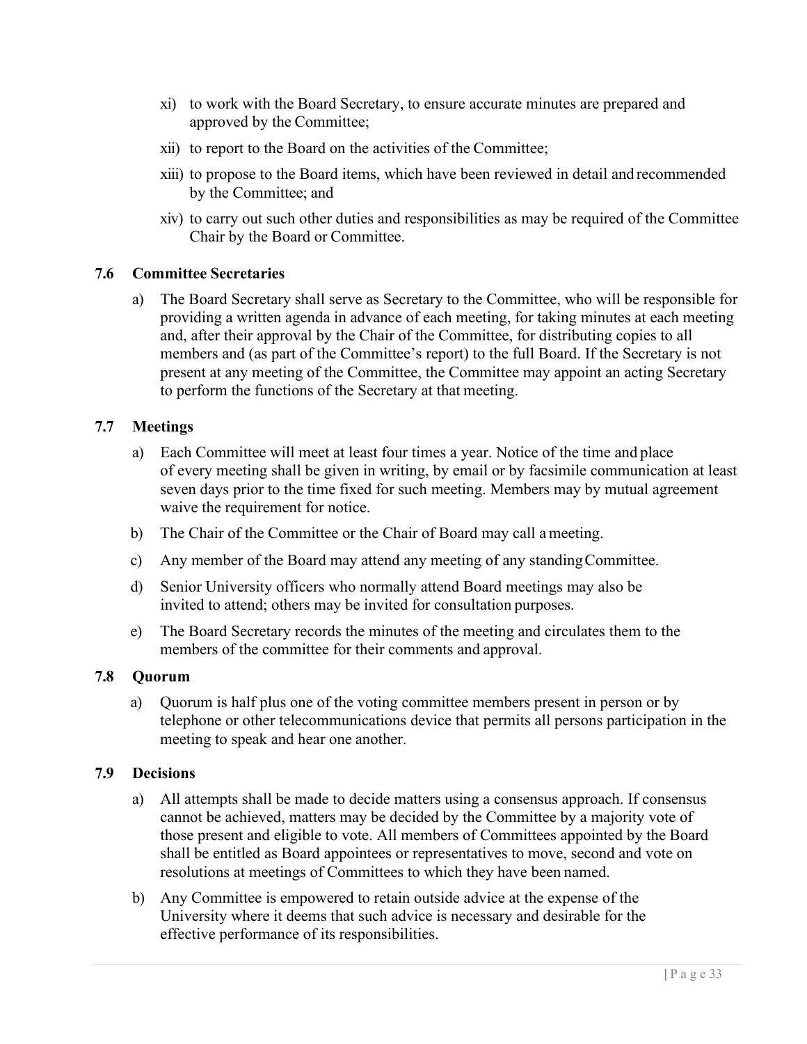xi) to work with the Board Secretary, to ensure accurate minutes are prepared and approved by the Committee;

xii) to report to the Board on the activities of the Committee;

xiii) to propose to the Board items, which have been reviewed in detail and recommended by the Committee; and

xiv) to carry out such other duties and responsibilities as may be required of the Committee Chair by the Board or Committee.

### 7.6 Committee Secretaries

a) The Board Secretary shall serve as Secretary to the Committee, who will be responsible for providing a written agenda in advance of each meeting, for taking minutes at each meeting and, after their approval by the Chair of the Committee, for distributing copies to all members and (as part of the Committee's report) to the full Board. If the Secretary is not present at any meeting of the Committee, the Committee may appoint an acting Secretary to perform the functions of the Secretary at that meeting.

### 7.7 Meetings

a) Each Committee will meet at least four times a year. Notice of the time and place of every meeting shall be given in writing, by email or by facsimile communication at least seven days prior to the time fixed for such meeting. Members may by mutual agreement waive the requirement for notice.

b) The Chair of the Committee or the Chair of Board may call a meeting.

c) Any member of the Board may attend any meeting of any standing Committee.

d) Senior University officers who normally attend Board meetings may also be invited to attend; others may be invited for consultation purposes.

e) The Board Secretary records the minutes of the meeting and circulates them to the members of the committee for their comments and approval.

### 7.8 Quorum

a) Quorum is half plus one of the voting committee members present in person or by telephone or other telecommunications device that permits all persons participation in the meeting to speak and hear one another.

### 7.9 Decisions

a) All attempts shall be made to decide matters using a consensus approach. If consensus cannot be achieved, matters may be decided by the Committee by a majority vote of those present and eligible to vote. All members of Committees appointed by the Board shall be entitled as Board appointees or representatives to move, second and vote on resolutions at meetings of Committees to which they have been named.

b) Any Committee is empowered to retain outside advice at the expense of the University where it deems that such advice is necessary and desirable for the effective performance of its responsibilities.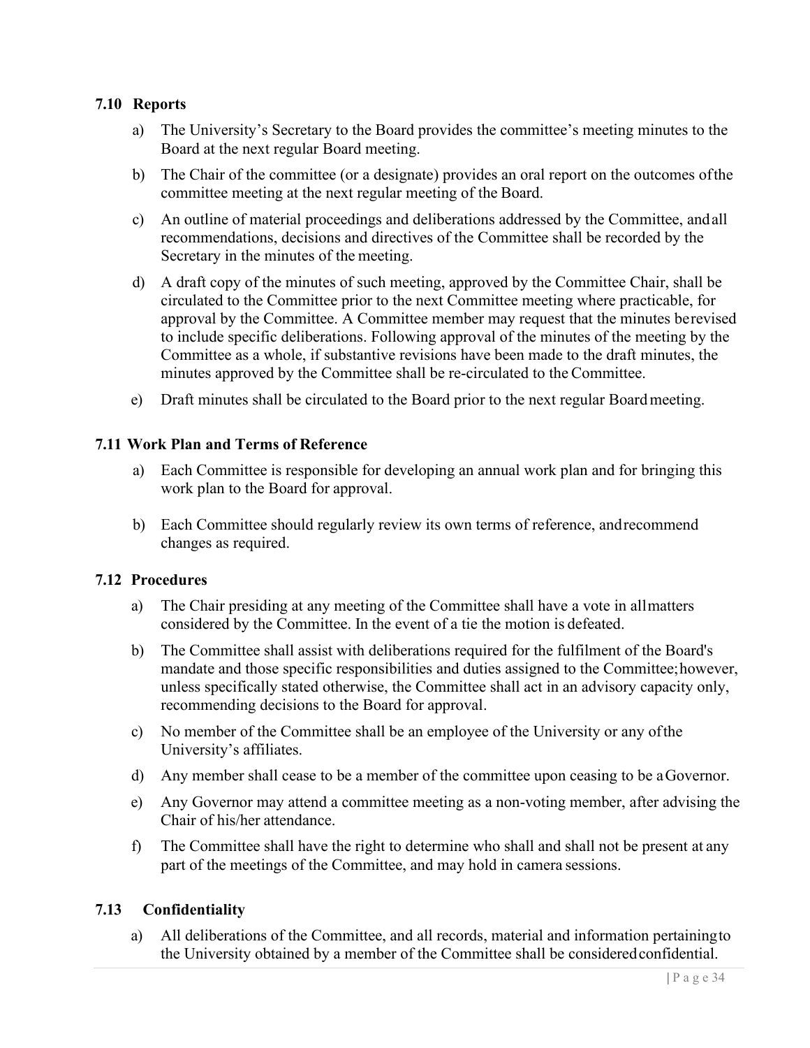### 7.10 Reports

a) The University's Secretary to the Board provides the committee's meeting minutes to the Board at the next regular Board meeting.

b) The Chair of the committee (or a designate) provides an oral report on the outcomes of the committee meeting at the next regular meeting of the Board.

c) An outline of material proceedings and deliberations addressed by the Committee, and all recommendations, decisions and directives of the Committee shall be recorded by the Secretary in the minutes of the meeting.

d) A draft copy of the minutes of such meeting, approved by the Committee Chair, shall be circulated to the Committee prior to the next Committee meeting where practicable, for approval by the Committee. A Committee member may request that the minutes be revised to include specific deliberations. Following approval of the minutes of the meeting by the Committee as a whole, if substantive revisions have been made to the draft minutes, the minutes approved by the Committee shall be re-circulated to the Committee.

e) Draft minutes shall be circulated to the Board prior to the next regular Board meeting.

### 7.11 Work Plan and Terms of Reference

a) Each Committee is responsible for developing an annual work plan and for bringing this work plan to the Board for approval.

b) Each Committee should regularly review its own terms of reference, and recommend changes as required.

### 7.12 Procedures

a) The Chair presiding at any meeting of the Committee shall have a vote in all matters considered by the Committee. In the event of a tie the motion is defeated.

b) The Committee shall assist with deliberations required for the fulfilment of the Board's mandate and those specific responsibilities and duties assigned to the Committee; however, unless specifically stated otherwise, the Committee shall act in an advisory capacity only, recommending decisions to the Board for approval.

c) No member of the Committee shall be an employee of the University or any of the University's affiliates.

d) Any member shall cease to be a member of the committee upon ceasing to be a Governor.

e) Any Governor may attend a committee meeting as a non-voting member, after advising the Chair of his/her attendance.

f) The Committee shall have the right to determine who shall and shall not be present at any part of the meetings of the Committee, and may hold in camera sessions.

### 7.13 Confidentiality

a) All deliberations of the Committee, and all records, material and information pertaining to the University obtained by a member of the Committee shall be considered confidential.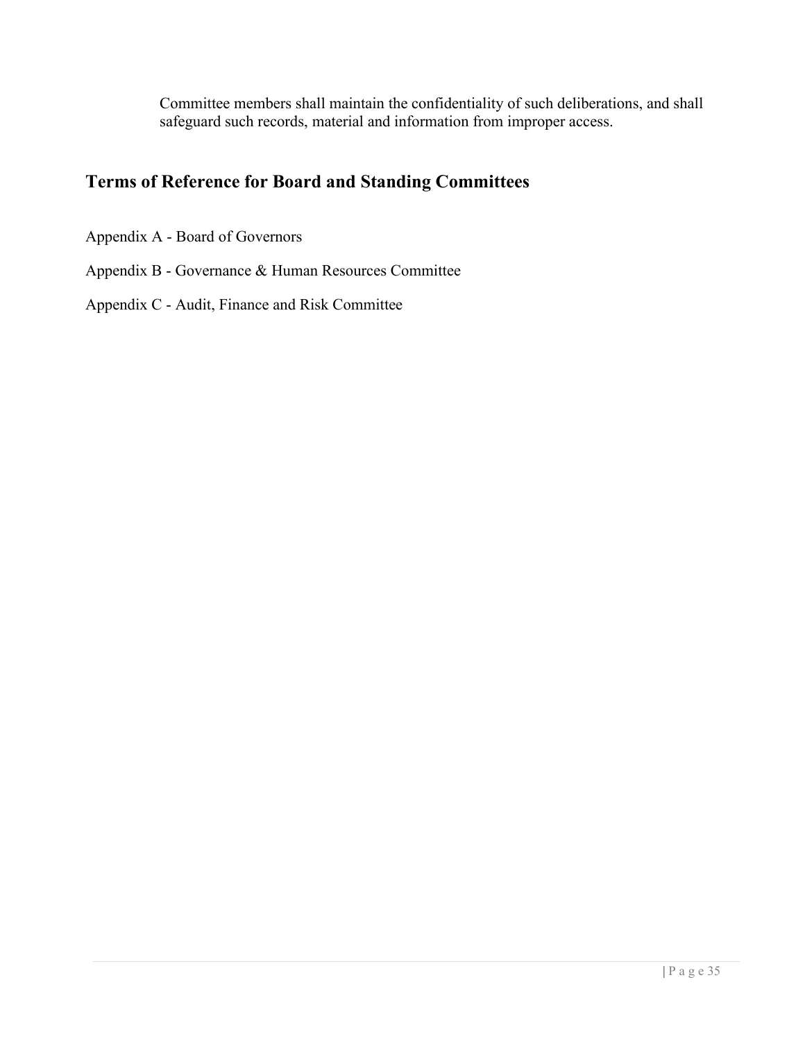Committee members shall maintain the confidentiality of such deliberations, and shall safeguard such records, material and information from improper access.

## Terms of Reference for Board and Standing Committees

Appendix A - Board of Governors

Appendix B - Governance & Human Resources Committee

Appendix C - Audit, Finance and Risk Committee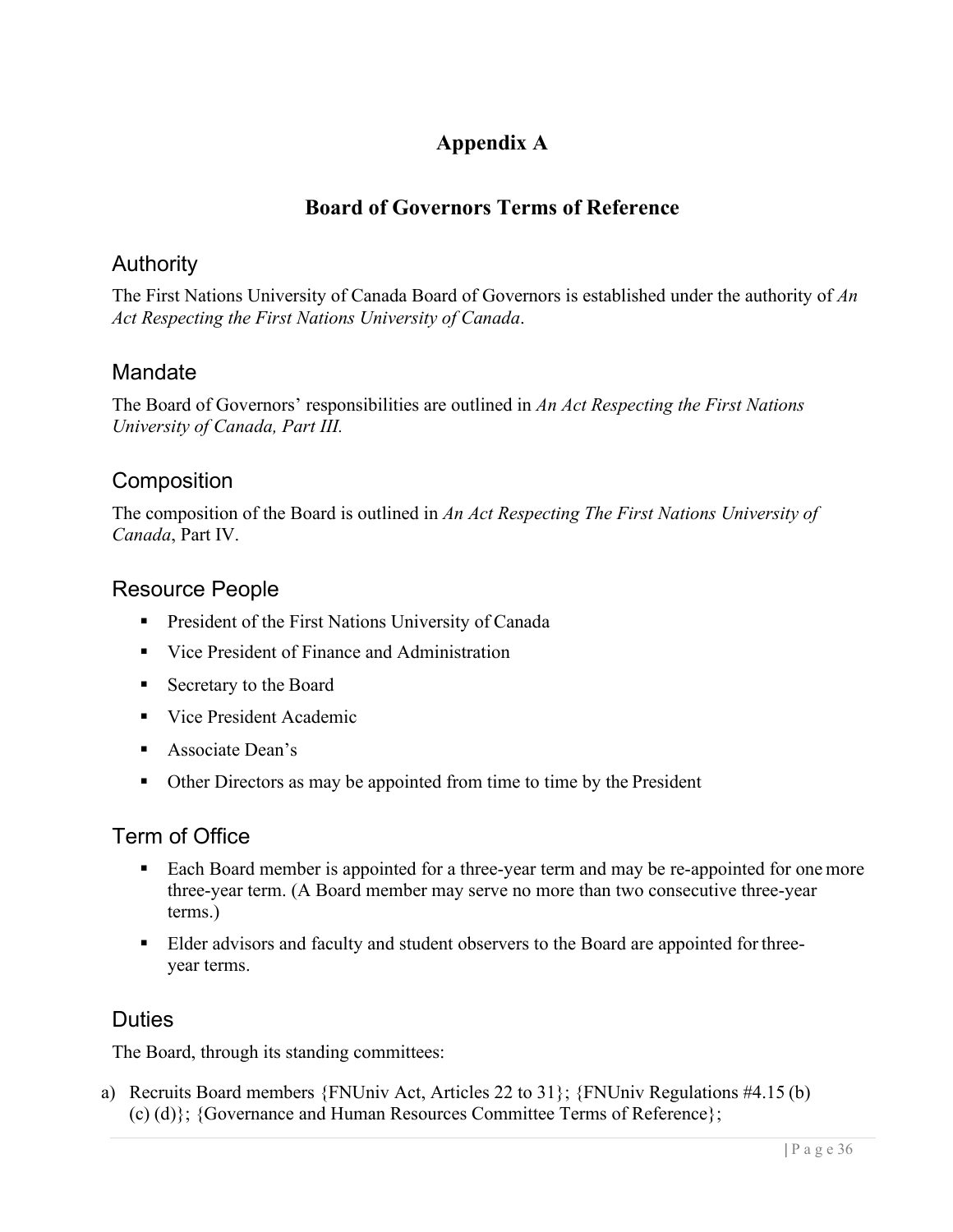# Appendix A

## Board of Governors Terms of Reference

### Authority

The First Nations University of Canada Board of Governors is established under the authority of *An Act Respecting the First Nations University of Canada*.

### Mandate

The Board of Governors' responsibilities are outlined in *An Act Respecting the First Nations University of Canada, Part III.*

### Composition

The composition of the Board is outlined in *An Act Respecting The First Nations University of Canada*, Part IV.

### Resource People

- President of the First Nations University of Canada
- Vice President of Finance and Administration
- Secretary to the Board
- Vice President Academic
- Associate Dean's
- Other Directors as may be appointed from time to time by the President

### Term of Office

- Each Board member is appointed for a three-year term and may be re-appointed for one more three-year term. (A Board member may serve no more than two consecutive three-year terms.)
- Elder advisors and faculty and student observers to the Board are appointed for three-year terms.

### Duties

The Board, through its standing committees:

a) Recruits Board members {FNUniv Act, Articles 22 to 31}; {FNUniv Regulations #4.15 (b) (c) (d)}; {Governance and Human Resources Committee Terms of Reference};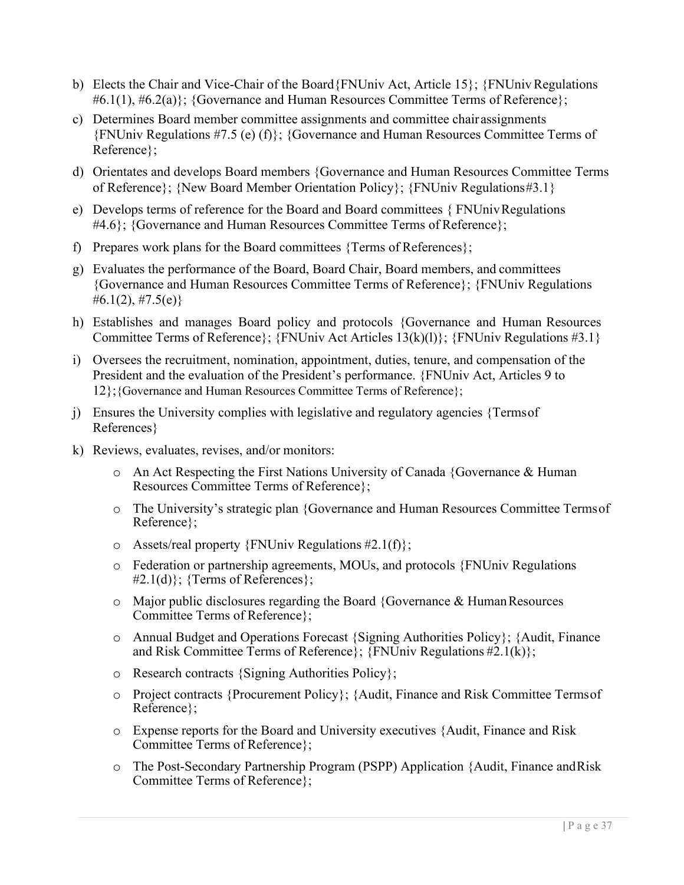b) Elects the Chair and Vice-Chair of the Board{FNUniv Act, Article 15}; {FNUniv Regulations #6.1(1), #6.2(a)}; {Governance and Human Resources Committee Terms of Reference};

c) Determines Board member committee assignments and committee chair assignments {FNUniv Regulations #7.5 (e) (f)}; {Governance and Human Resources Committee Terms of Reference};

d) Orientates and develops Board members {Governance and Human Resources Committee Terms of Reference}; {New Board Member Orientation Policy}; {FNUniv Regulations#3.1}

e) Develops terms of reference for the Board and Board committees { FNUniv Regulations #4.6}; {Governance and Human Resources Committee Terms of Reference};

f) Prepares work plans for the Board committees {Terms of References};

g) Evaluates the performance of the Board, Board Chair, Board members, and committees {Governance and Human Resources Committee Terms of Reference}; {FNUniv Regulations #6.1(2), #7.5(e)}

h) Establishes and manages Board policy and protocols {Governance and Human Resources Committee Terms of Reference}; {FNUniv Act Articles 13(k)(l)}; {FNUniv Regulations #3.1}

i) Oversees the recruitment, nomination, appointment, duties, tenure, and compensation of the President and the evaluation of the President's performance. {FNUniv Act, Articles 9 to 12};{Governance and Human Resources Committee Terms of Reference};

j) Ensures the University complies with legislative and regulatory agencies {Terms of References}

k) Reviews, evaluates, revises, and/or monitors:

   - An Act Respecting the First Nations University of Canada {Governance & Human Resources Committee Terms of Reference};
   - The University's strategic plan {Governance and Human Resources Committee Terms of Reference};
   - Assets/real property {FNUniv Regulations #2.1(f)};
   - Federation or partnership agreements, MOUs, and protocols {FNUniv Regulations #2.1(d)}; {Terms of References};
   - Major public disclosures regarding the Board {Governance & Human Resources Committee Terms of Reference};
   - Annual Budget and Operations Forecast {Signing Authorities Policy}; {Audit, Finance and Risk Committee Terms of Reference}; {FNUniv Regulations #2.1(k)};
   - Research contracts {Signing Authorities Policy};
   - Project contracts {Procurement Policy}; {Audit, Finance and Risk Committee Terms of Reference};
   - Expense reports for the Board and University executives {Audit, Finance and Risk Committee Terms of Reference};
   - The Post-Secondary Partnership Program (PSPP) Application {Audit, Finance and Risk Committee Terms of Reference};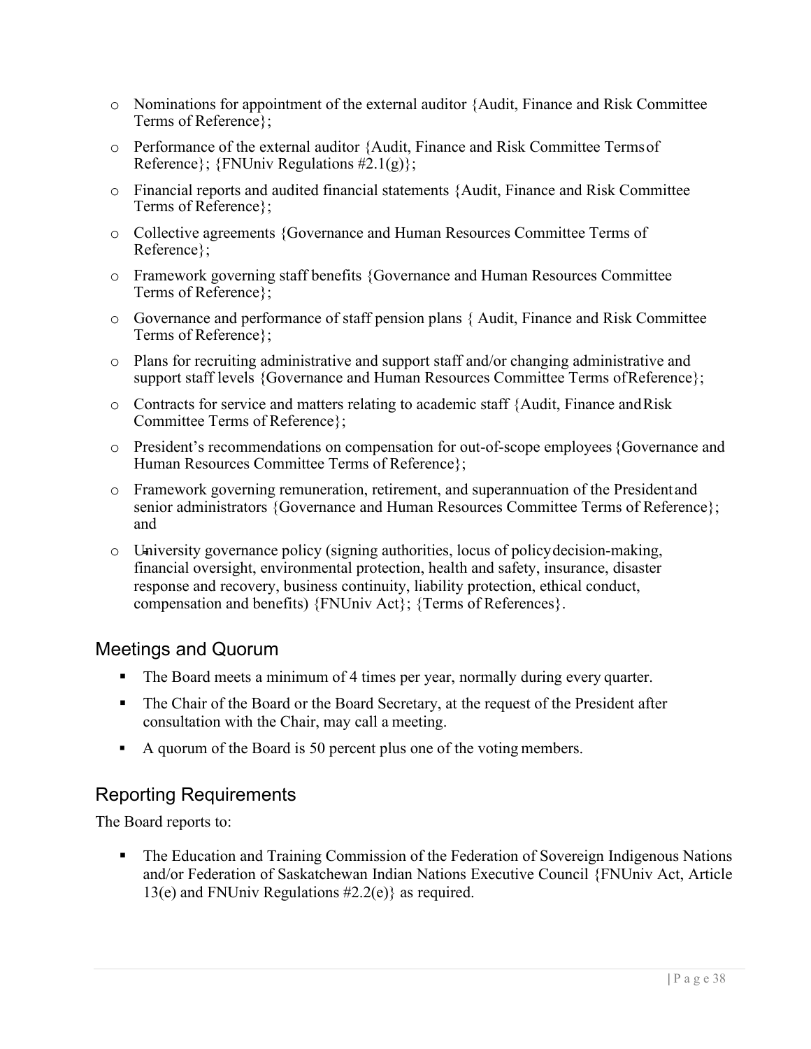- Nominations for appointment of the external auditor {Audit, Finance and Risk Committee Terms of Reference};
- Performance of the external auditor {Audit, Finance and Risk Committee Terms of Reference}; {FNUniv Regulations #2.1(g)};
- Financial reports and audited financial statements {Audit, Finance and Risk Committee Terms of Reference};
- Collective agreements {Governance and Human Resources Committee Terms of Reference};
- Framework governing staff benefits {Governance and Human Resources Committee Terms of Reference};
- Governance and performance of staff pension plans { Audit, Finance and Risk Committee Terms of Reference};
- Plans for recruiting administrative and support staff and/or changing administrative and support staff levels {Governance and Human Resources Committee Terms of Reference};
- Contracts for service and matters relating to academic staff {Audit, Finance and Risk Committee Terms of Reference};
- President's recommendations on compensation for out-of-scope employees {Governance and Human Resources Committee Terms of Reference};
- Framework governing remuneration, retirement, and superannuation of the President and senior administrators {Governance and Human Resources Committee Terms of Reference}; and
- University governance policy (signing authorities, locus of policy decision-making, financial oversight, environmental protection, health and safety, insurance, disaster response and recovery, business continuity, liability protection, ethical conduct, compensation and benefits) {FNUniv Act}; {Terms of References}.

## Meetings and Quorum

- The Board meets a minimum of 4 times per year, normally during every quarter.
- The Chair of the Board or the Board Secretary, at the request of the President after consultation with the Chair, may call a meeting.
- A quorum of the Board is 50 percent plus one of the voting members.

## Reporting Requirements

The Board reports to:

- The Education and Training Commission of the Federation of Sovereign Indigenous Nations and/or Federation of Saskatchewan Indian Nations Executive Council {FNUniv Act, Article 13(e) and FNUniv Regulations #2.2(e)} as required.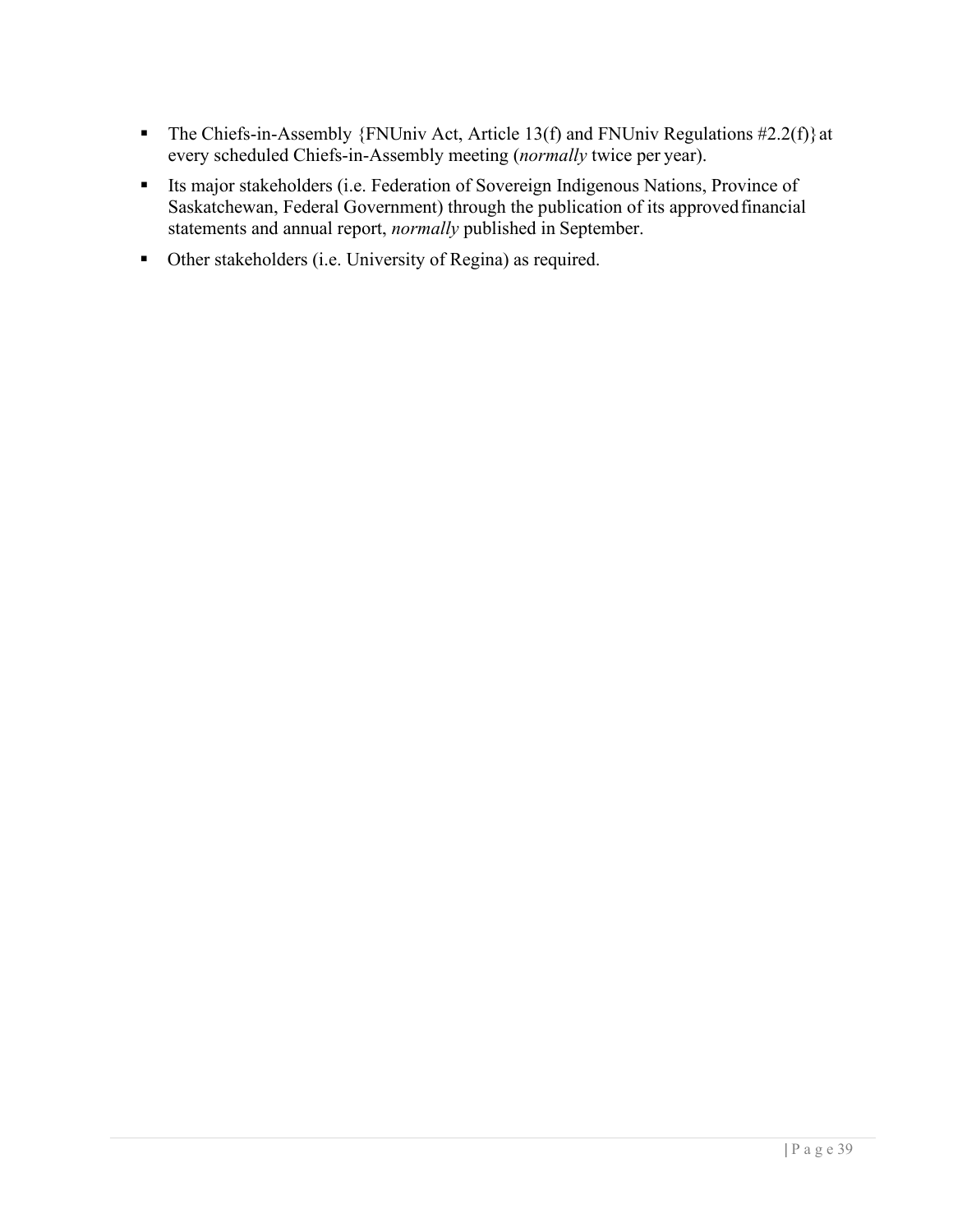- The Chiefs-in-Assembly {FNUniv Act, Article 13(f) and FNUniv Regulations #2.2(f)} at every scheduled Chiefs-in-Assembly meeting (*normally* twice per year).
- Its major stakeholders (i.e. Federation of Sovereign Indigenous Nations, Province of Saskatchewan, Federal Government) through the publication of its approved financial statements and annual report, *normally* published in September.
- Other stakeholders (i.e. University of Regina) as required.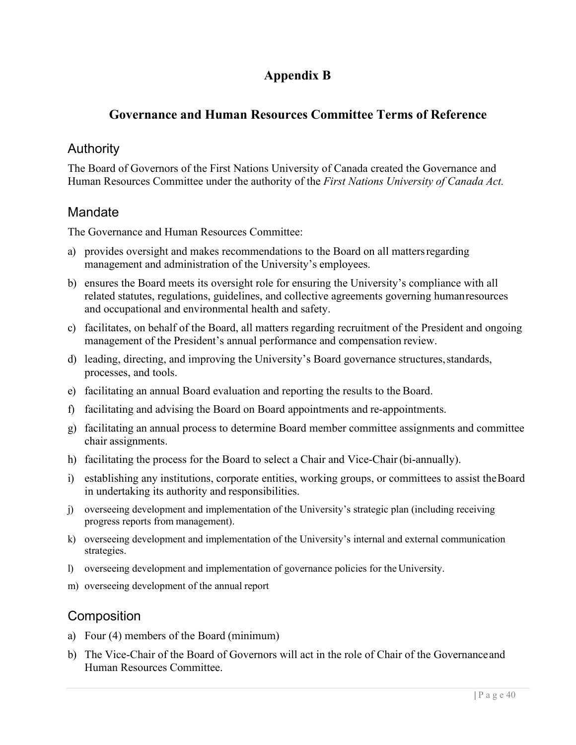# Appendix B

## Governance and Human Resources Committee Terms of Reference

### Authority

The Board of Governors of the First Nations University of Canada created the Governance and Human Resources Committee under the authority of the *First Nations University of Canada Act.*

### Mandate

The Governance and Human Resources Committee:

a) provides oversight and makes recommendations to the Board on all matters regarding management and administration of the University's employees.
b) ensures the Board meets its oversight role for ensuring the University's compliance with all related statutes, regulations, guidelines, and collective agreements governing human resources and occupational and environmental health and safety.
c) facilitates, on behalf of the Board, all matters regarding recruitment of the President and ongoing management of the President's annual performance and compensation review.
d) leading, directing, and improving the University's Board governance structures, standards, processes, and tools.
e) facilitating an annual Board evaluation and reporting the results to the Board.
f) facilitating and advising the Board on Board appointments and re-appointments.
g) facilitating an annual process to determine Board member committee assignments and committee chair assignments.
h) facilitating the process for the Board to select a Chair and Vice-Chair (bi-annually).
i) establishing any institutions, corporate entities, working groups, or committees to assist the Board in undertaking its authority and responsibilities.
j) overseeing development and implementation of the University's strategic plan (including receiving progress reports from management).
k) overseeing development and implementation of the University's internal and external communication strategies.
l) overseeing development and implementation of governance policies for the University.
m) overseeing development of the annual report

### Composition

a) Four (4) members of the Board (minimum)
b) The Vice-Chair of the Board of Governors will act in the role of Chair of the Governance and Human Resources Committee.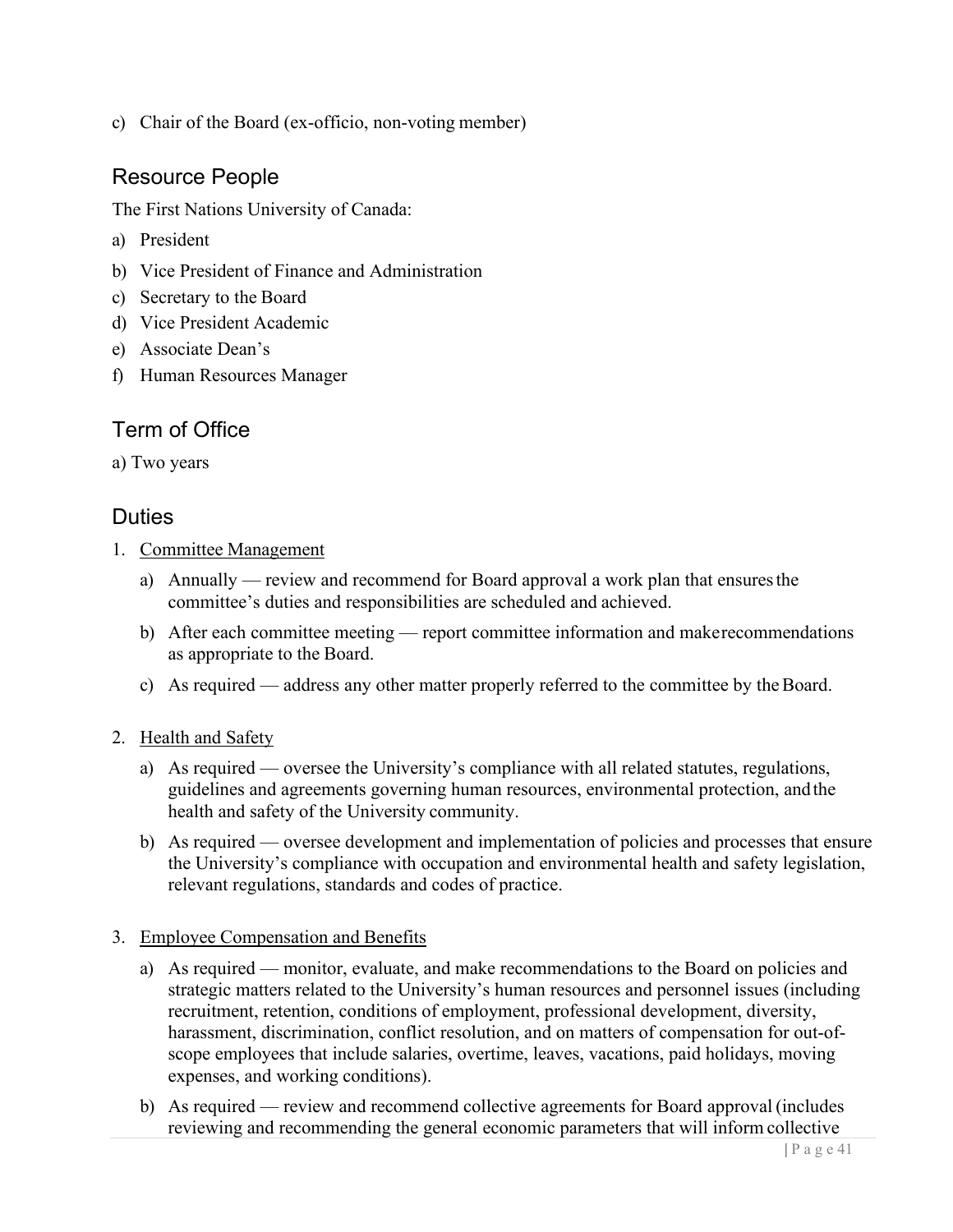c) Chair of the Board (ex-officio, non-voting member)

## Resource People

The First Nations University of Canada:

a) President
b) Vice President of Finance and Administration
c) Secretary to the Board
d) Vice President Academic
e) Associate Dean's
f) Human Resources Manager

## Term of Office

a) Two years

## Duties

1. Committee Management
   a) Annually — review and recommend for Board approval a work plan that ensures the committee's duties and responsibilities are scheduled and achieved.
   b) After each committee meeting — report committee information and make recommendations as appropriate to the Board.
   c) As required — address any other matter properly referred to the committee by the Board.

2. Health and Safety
   a) As required — oversee the University's compliance with all related statutes, regulations, guidelines and agreements governing human resources, environmental protection, and the health and safety of the University community.
   b) As required — oversee development and implementation of policies and processes that ensure the University's compliance with occupation and environmental health and safety legislation, relevant regulations, standards and codes of practice.

3. Employee Compensation and Benefits
   a) As required — monitor, evaluate, and make recommendations to the Board on policies and strategic matters related to the University's human resources and personnel issues (including recruitment, retention, conditions of employment, professional development, diversity, harassment, discrimination, conflict resolution, and on matters of compensation for out-of-scope employees that include salaries, overtime, leaves, vacations, paid holidays, moving expenses, and working conditions).
   b) As required — review and recommend collective agreements for Board approval (includes reviewing and recommending the general economic parameters that will inform collective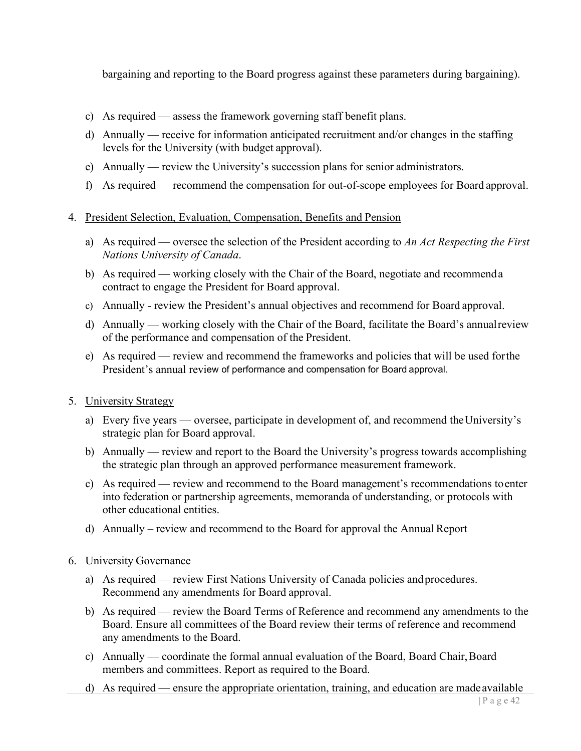bargaining and reporting to the Board progress against these parameters during bargaining).

c) As required — assess the framework governing staff benefit plans.

d) Annually — receive for information anticipated recruitment and/or changes in the staffing levels for the University (with budget approval).

e) Annually — review the University's succession plans for senior administrators.

f) As required — recommend the compensation for out-of-scope employees for Board approval.

4. President Selection, Evaluation, Compensation, Benefits and Pension

   a) As required — oversee the selection of the President according to *An Act Respecting the First Nations University of Canada*.

   b) As required — working closely with the Chair of the Board, negotiate and recommend a contract to engage the President for Board approval.

   c) Annually - review the President's annual objectives and recommend for Board approval.

   d) Annually — working closely with the Chair of the Board, facilitate the Board's annual review of the performance and compensation of the President.

   e) As required — review and recommend the frameworks and policies that will be used for the President's annual review of performance and compensation for Board approval.

5. University Strategy

   a) Every five years — oversee, participate in development of, and recommend the University's strategic plan for Board approval.

   b) Annually — review and report to the Board the University's progress towards accomplishing the strategic plan through an approved performance measurement framework.

   c) As required — review and recommend to the Board management's recommendations to enter into federation or partnership agreements, memoranda of understanding, or protocols with other educational entities.

   d) Annually – review and recommend to the Board for approval the Annual Report

6. University Governance

   a) As required — review First Nations University of Canada policies and procedures. Recommend any amendments for Board approval.

   b) As required — review the Board Terms of Reference and recommend any amendments to the Board. Ensure all committees of the Board review their terms of reference and recommend any amendments to the Board.

   c) Annually — coordinate the formal annual evaluation of the Board, Board Chair, Board members and committees. Report as required to the Board.

   d) As required — ensure the appropriate orientation, training, and education are made available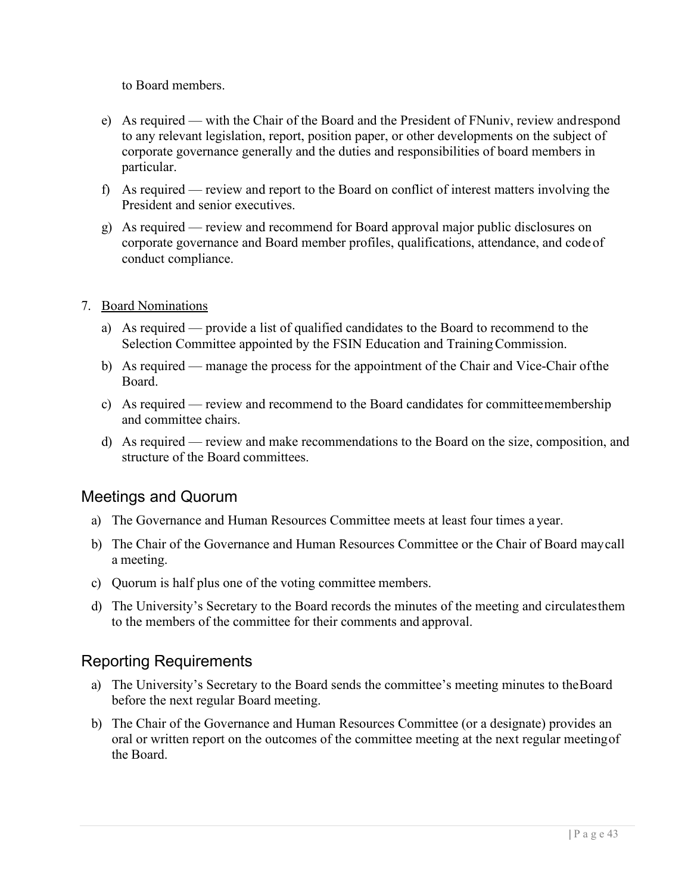to Board members.

e) As required — with the Chair of the Board and the President of FNuniv, review and respond to any relevant legislation, report, position paper, or other developments on the subject of corporate governance generally and the duties and responsibilities of board members in particular.

f) As required — review and report to the Board on conflict of interest matters involving the President and senior executives.

g) As required — review and recommend for Board approval major public disclosures on corporate governance and Board member profiles, qualifications, attendance, and code of conduct compliance.

7. <u>Board Nominations</u>

   a) As required — provide a list of qualified candidates to the Board to recommend to the Selection Committee appointed by the FSIN Education and Training Commission.

   b) As required — manage the process for the appointment of the Chair and Vice-Chair of the Board.

   c) As required — review and recommend to the Board candidates for committee membership and committee chairs.

   d) As required — review and make recommendations to the Board on the size, composition, and structure of the Board committees.

## Meetings and Quorum

a) The Governance and Human Resources Committee meets at least four times a year.

b) The Chair of the Governance and Human Resources Committee or the Chair of Board may call a meeting.

c) Quorum is half plus one of the voting committee members.

d) The University's Secretary to the Board records the minutes of the meeting and circulates them to the members of the committee for their comments and approval.

## Reporting Requirements

a) The University's Secretary to the Board sends the committee's meeting minutes to the Board before the next regular Board meeting.

b) The Chair of the Governance and Human Resources Committee (or a designate) provides an oral or written report on the outcomes of the committee meeting at the next regular meeting of the Board.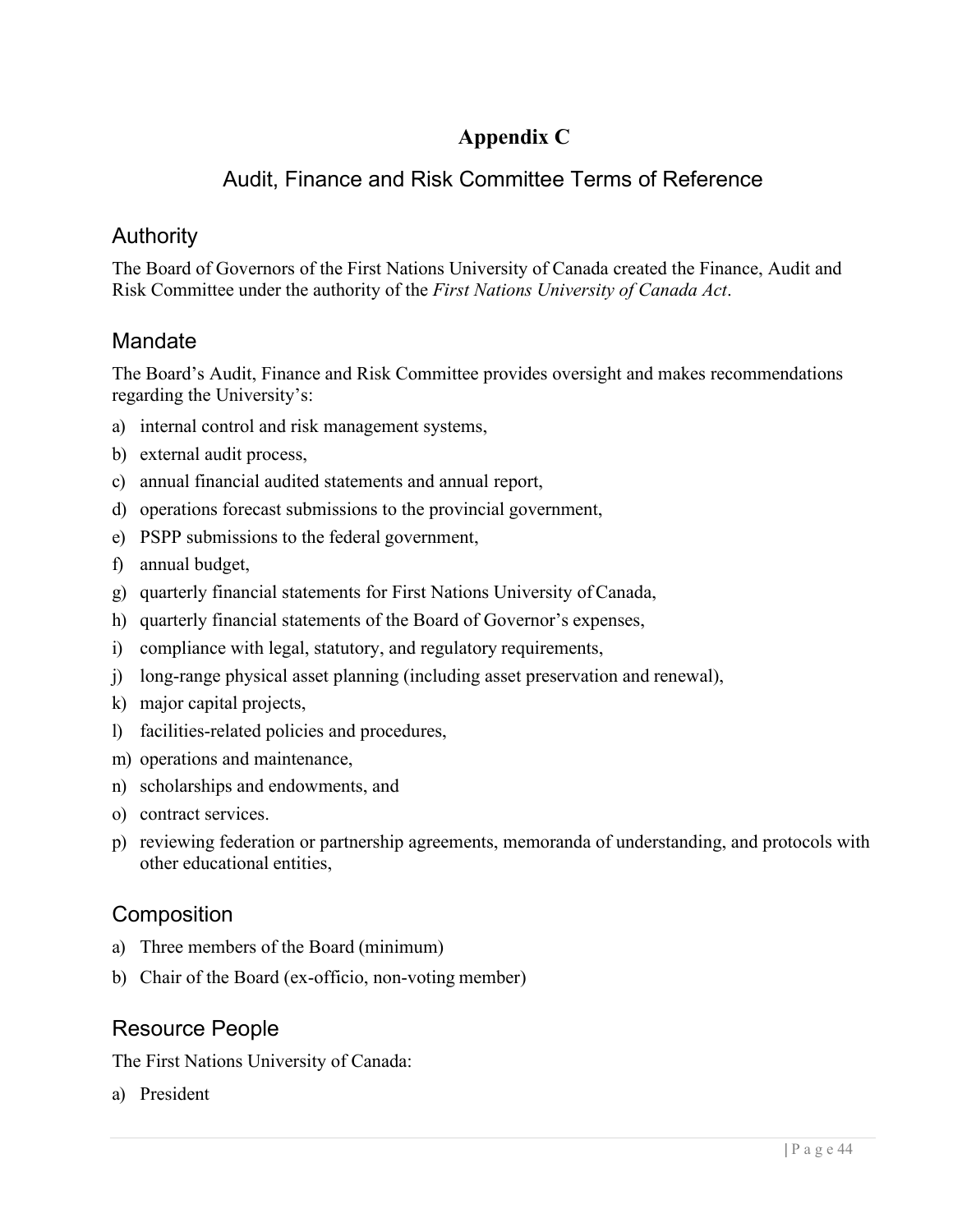# Appendix C

## Audit, Finance and Risk Committee Terms of Reference

### Authority

The Board of Governors of the First Nations University of Canada created the Finance, Audit and Risk Committee under the authority of the *First Nations University of Canada Act*.

### Mandate

The Board's Audit, Finance and Risk Committee provides oversight and makes recommendations regarding the University's:

a) internal control and risk management systems,
b) external audit process,
c) annual financial audited statements and annual report,
d) operations forecast submissions to the provincial government,
e) PSPP submissions to the federal government,
f) annual budget,
g) quarterly financial statements for First Nations University of Canada,
h) quarterly financial statements of the Board of Governor's expenses,
i) compliance with legal, statutory, and regulatory requirements,
j) long-range physical asset planning (including asset preservation and renewal),
k) major capital projects,
l) facilities-related policies and procedures,
m) operations and maintenance,
n) scholarships and endowments, and
o) contract services.
p) reviewing federation or partnership agreements, memoranda of understanding, and protocols with other educational entities,

### Composition

a) Three members of the Board (minimum)
b) Chair of the Board (ex-officio, non-voting member)

### Resource People

The First Nations University of Canada:

a) President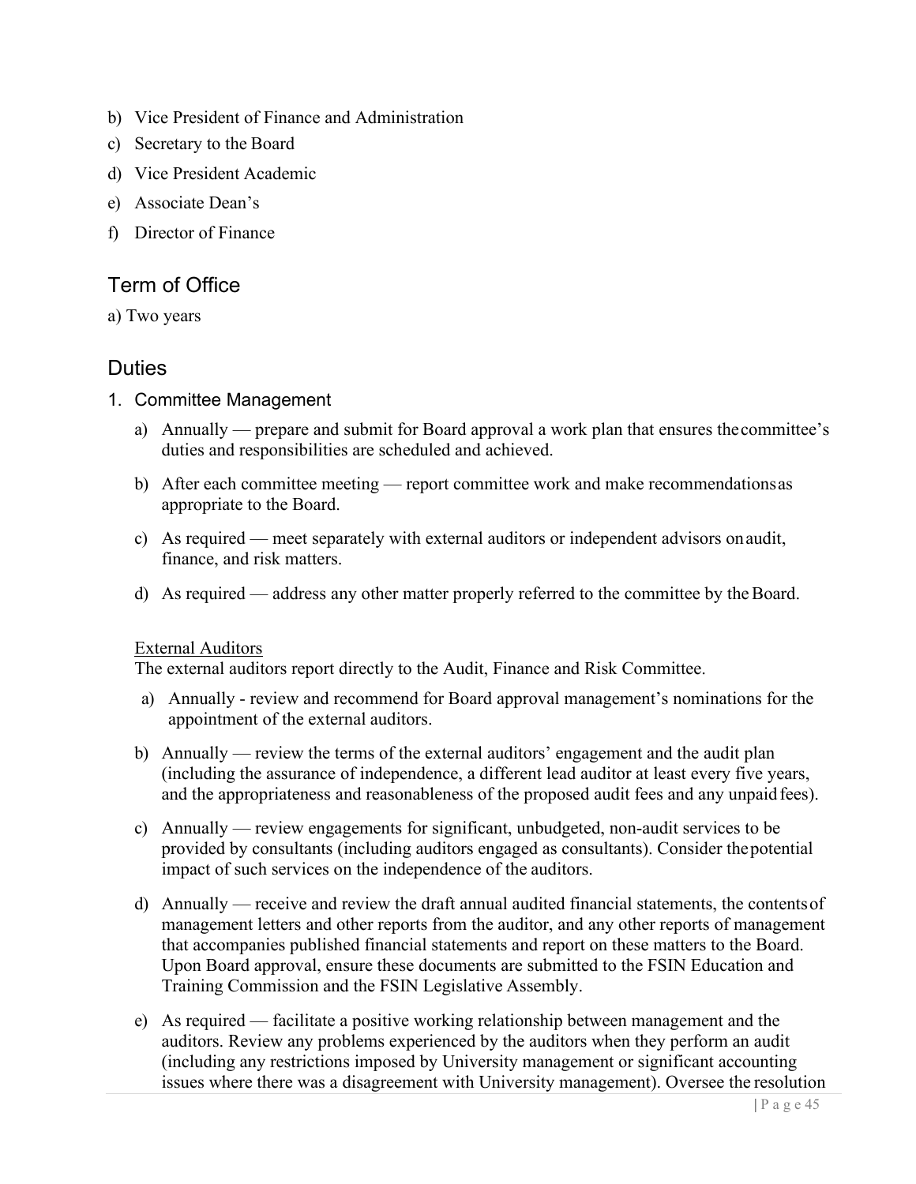b) Vice President of Finance and Administration
c) Secretary to the Board
d) Vice President Academic
e) Associate Dean's
f) Director of Finance

## Term of Office

a) Two years

## Duties

1. Committee Management

   a) Annually — prepare and submit for Board approval a work plan that ensures the committee's duties and responsibilities are scheduled and achieved.

   b) After each committee meeting — report committee work and make recommendations as appropriate to the Board.

   c) As required — meet separately with external auditors or independent advisors on audit, finance, and risk matters.

   d) As required — address any other matter properly referred to the committee by the Board.

   <u>External Auditors</u>
   The external auditors report directly to the Audit, Finance and Risk Committee.

   a) Annually - review and recommend for Board approval management's nominations for the appointment of the external auditors.

   b) Annually — review the terms of the external auditors' engagement and the audit plan (including the assurance of independence, a different lead auditor at least every five years, and the appropriateness and reasonableness of the proposed audit fees and any unpaid fees).

   c) Annually — review engagements for significant, unbudgeted, non-audit services to be provided by consultants (including auditors engaged as consultants). Consider the potential impact of such services on the independence of the auditors.

   d) Annually — receive and review the draft annual audited financial statements, the contents of management letters and other reports from the auditor, and any other reports of management that accompanies published financial statements and report on these matters to the Board. Upon Board approval, ensure these documents are submitted to the FSIN Education and Training Commission and the FSIN Legislative Assembly.

   e) As required — facilitate a positive working relationship between management and the auditors. Review any problems experienced by the auditors when they perform an audit (including any restrictions imposed by University management or significant accounting issues where there was a disagreement with University management). Oversee the resolution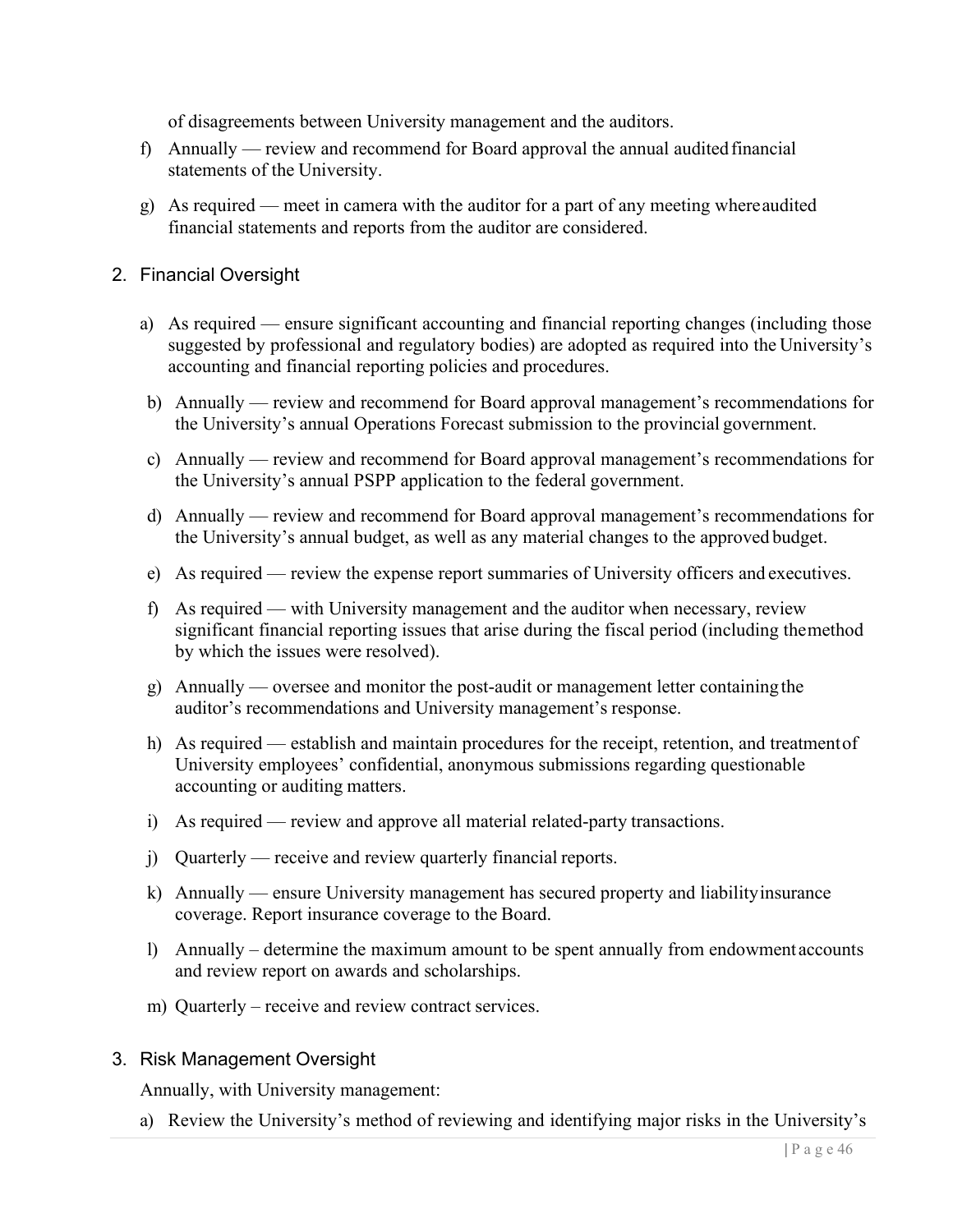of disagreements between University management and the auditors.

f) Annually — review and recommend for Board approval the annual audited financial statements of the University.

g) As required — meet in camera with the auditor for a part of any meeting where audited financial statements and reports from the auditor are considered.

2. Financial Oversight

a) As required — ensure significant accounting and financial reporting changes (including those suggested by professional and regulatory bodies) are adopted as required into the University's accounting and financial reporting policies and procedures.

b) Annually — review and recommend for Board approval management's recommendations for the University's annual Operations Forecast submission to the provincial government.

c) Annually — review and recommend for Board approval management's recommendations for the University's annual PSPP application to the federal government.

d) Annually — review and recommend for Board approval management's recommendations for the University's annual budget, as well as any material changes to the approved budget.

e) As required — review the expense report summaries of University officers and executives.

f) As required — with University management and the auditor when necessary, review significant financial reporting issues that arise during the fiscal period (including the method by which the issues were resolved).

g) Annually — oversee and monitor the post-audit or management letter containing the auditor's recommendations and University management's response.

h) As required — establish and maintain procedures for the receipt, retention, and treatment of University employees' confidential, anonymous submissions regarding questionable accounting or auditing matters.

i) As required — review and approve all material related-party transactions.

j) Quarterly — receive and review quarterly financial reports.

k) Annually — ensure University management has secured property and liability insurance coverage. Report insurance coverage to the Board.

l) Annually – determine the maximum amount to be spent annually from endowment accounts and review report on awards and scholarships.

m) Quarterly – receive and review contract services.

3. Risk Management Oversight

Annually, with University management:

a) Review the University's method of reviewing and identifying major risks in the University's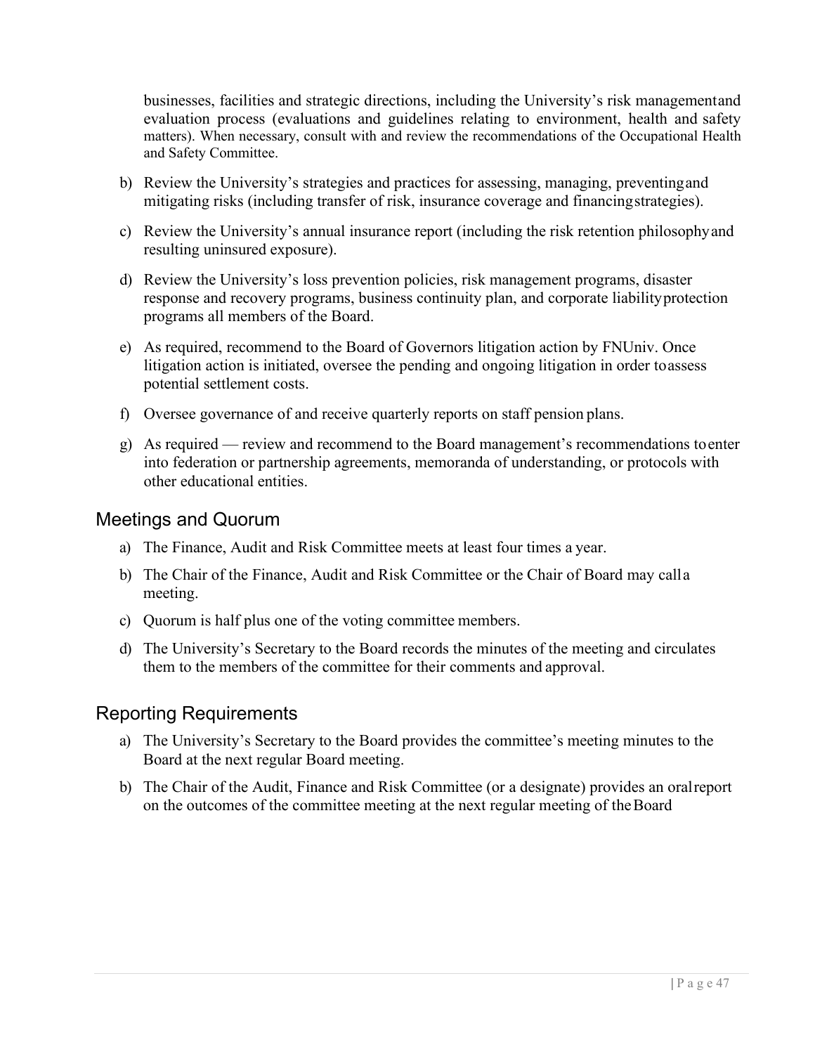businesses, facilities and strategic directions, including the University's risk management and evaluation process (evaluations and guidelines relating to environment, health and safety matters). When necessary, consult with and review the recommendations of the Occupational Health and Safety Committee.

b) Review the University's strategies and practices for assessing, managing, preventing and mitigating risks (including transfer of risk, insurance coverage and financing strategies).

c) Review the University's annual insurance report (including the risk retention philosophy and resulting uninsured exposure).

d) Review the University's loss prevention policies, risk management programs, disaster response and recovery programs, business continuity plan, and corporate liability protection programs all members of the Board.

e) As required, recommend to the Board of Governors litigation action by FNUniv. Once litigation action is initiated, oversee the pending and ongoing litigation in order to assess potential settlement costs.

f) Oversee governance of and receive quarterly reports on staff pension plans.

g) As required — review and recommend to the Board management's recommendations to enter into federation or partnership agreements, memoranda of understanding, or protocols with other educational entities.

## Meetings and Quorum

a) The Finance, Audit and Risk Committee meets at least four times a year.

b) The Chair of the Finance, Audit and Risk Committee or the Chair of Board may call a meeting.

c) Quorum is half plus one of the voting committee members.

d) The University's Secretary to the Board records the minutes of the meeting and circulates them to the members of the committee for their comments and approval.

## Reporting Requirements

a) The University's Secretary to the Board provides the committee's meeting minutes to the Board at the next regular Board meeting.

b) The Chair of the Audit, Finance and Risk Committee (or a designate) provides an oral report on the outcomes of the committee meeting at the next regular meeting of the Board